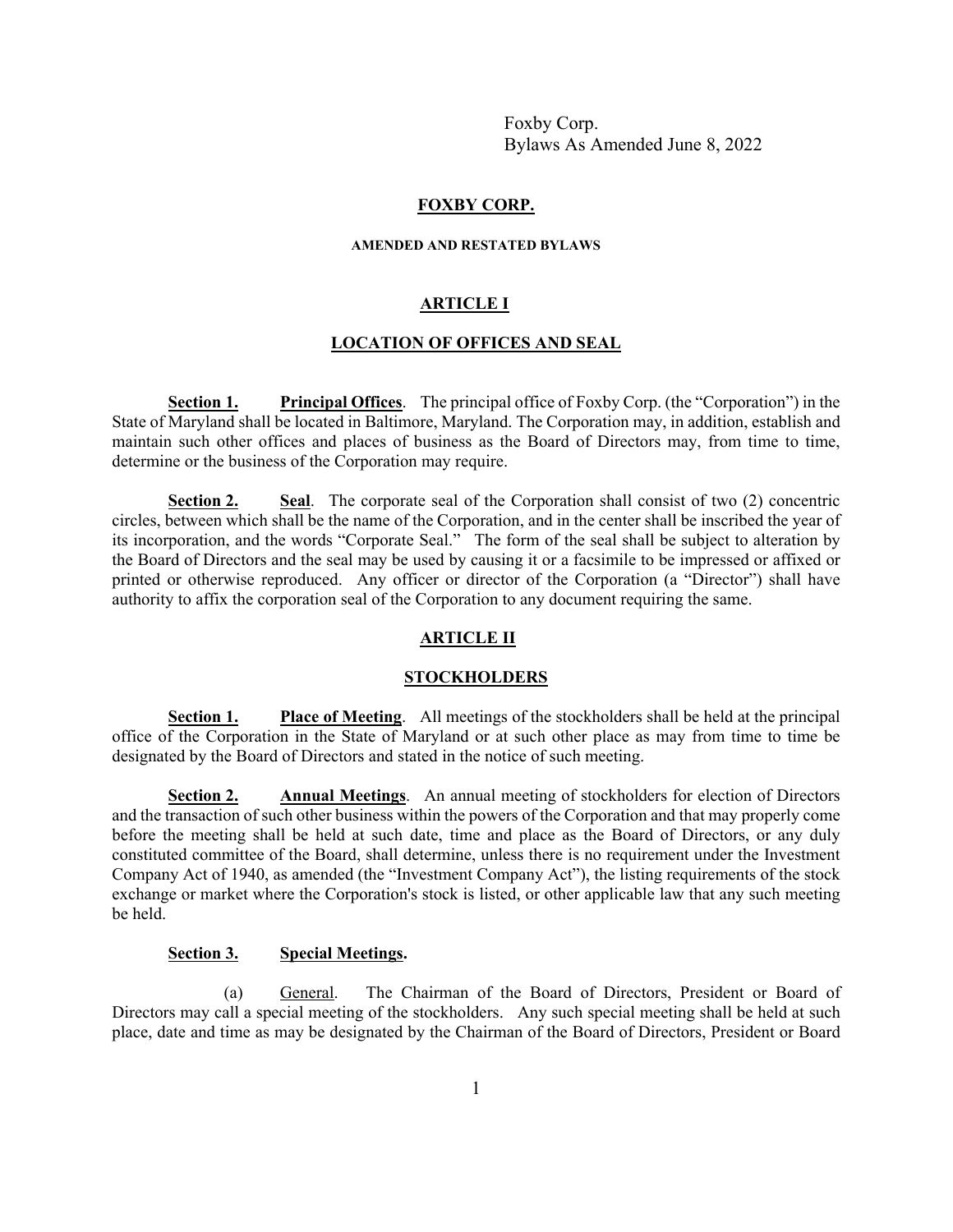Foxby Corp.
Bylaws As Amended June 8, 2022

# FOXBY CORP.

## AMENDED AND RESTATED BYLAWS

## ARTICLE I

## LOCATION OF OFFICES AND SEAL

**Section 1. Principal Offices**. The principal office of Foxby Corp. (the "Corporation") in the State of Maryland shall be located in Baltimore, Maryland. The Corporation may, in addition, establish and maintain such other offices and places of business as the Board of Directors may, from time to time, determine or the business of the Corporation may require.

**Section 2. Seal**. The corporate seal of the Corporation shall consist of two (2) concentric circles, between which shall be the name of the Corporation, and in the center shall be inscribed the year of its incorporation, and the words "Corporate Seal." The form of the seal shall be subject to alteration by the Board of Directors and the seal may be used by causing it or a facsimile to be impressed or affixed or printed or otherwise reproduced. Any officer or director of the Corporation (a "Director") shall have authority to affix the corporation seal of the Corporation to any document requiring the same.

## ARTICLE II

## STOCKHOLDERS

**Section 1. Place of Meeting**. All meetings of the stockholders shall be held at the principal office of the Corporation in the State of Maryland or at such other place as may from time to time be designated by the Board of Directors and stated in the notice of such meeting.

**Section 2. Annual Meetings**. An annual meeting of stockholders for election of Directors and the transaction of such other business within the powers of the Corporation and that may properly come before the meeting shall be held at such date, time and place as the Board of Directors, or any duly constituted committee of the Board, shall determine, unless there is no requirement under the Investment Company Act of 1940, as amended (the "Investment Company Act"), the listing requirements of the stock exchange or market where the Corporation's stock is listed, or other applicable law that any such meeting be held.

**Section 3. Special Meetings.**

(a) General. The Chairman of the Board of Directors, President or Board of Directors may call a special meeting of the stockholders. Any such special meeting shall be held at such place, date and time as may be designated by the Chairman of the Board of Directors, President or Board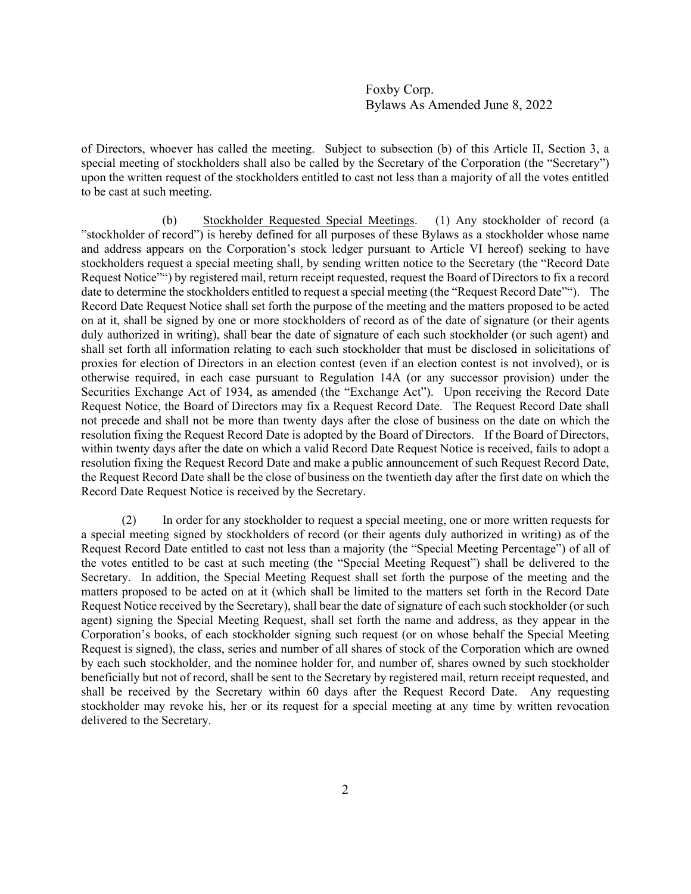of Directors, whoever has called the meeting. Subject to subsection (b) of this Article II, Section 3, a special meeting of stockholders shall also be called by the Secretary of the Corporation (the "Secretary") upon the written request of the stockholders entitled to cast not less than a majority of all the votes entitled to be cast at such meeting.

(b) Stockholder Requested Special Meetings. (1) Any stockholder of record (a "stockholder of record") is hereby defined for all purposes of these Bylaws as a stockholder whose name and address appears on the Corporation's stock ledger pursuant to Article VI hereof) seeking to have stockholders request a special meeting shall, by sending written notice to the Secretary (the "Record Date Request Notice"") by registered mail, return receipt requested, request the Board of Directors to fix a record date to determine the stockholders entitled to request a special meeting (the "Request Record Date""). The Record Date Request Notice shall set forth the purpose of the meeting and the matters proposed to be acted on at it, shall be signed by one or more stockholders of record as of the date of signature (or their agents duly authorized in writing), shall bear the date of signature of each such stockholder (or such agent) and shall set forth all information relating to each such stockholder that must be disclosed in solicitations of proxies for election of Directors in an election contest (even if an election contest is not involved), or is otherwise required, in each case pursuant to Regulation 14A (or any successor provision) under the Securities Exchange Act of 1934, as amended (the "Exchange Act"). Upon receiving the Record Date Request Notice, the Board of Directors may fix a Request Record Date. The Request Record Date shall not precede and shall not be more than twenty days after the close of business on the date on which the resolution fixing the Request Record Date is adopted by the Board of Directors. If the Board of Directors, within twenty days after the date on which a valid Record Date Request Notice is received, fails to adopt a resolution fixing the Request Record Date and make a public announcement of such Request Record Date, the Request Record Date shall be the close of business on the twentieth day after the first date on which the Record Date Request Notice is received by the Secretary.

(2) In order for any stockholder to request a special meeting, one or more written requests for a special meeting signed by stockholders of record (or their agents duly authorized in writing) as of the Request Record Date entitled to cast not less than a majority (the "Special Meeting Percentage") of all of the votes entitled to be cast at such meeting (the "Special Meeting Request") shall be delivered to the Secretary. In addition, the Special Meeting Request shall set forth the purpose of the meeting and the matters proposed to be acted on at it (which shall be limited to the matters set forth in the Record Date Request Notice received by the Secretary), shall bear the date of signature of each such stockholder (or such agent) signing the Special Meeting Request, shall set forth the name and address, as they appear in the Corporation's books, of each stockholder signing such request (or on whose behalf the Special Meeting Request is signed), the class, series and number of all shares of stock of the Corporation which are owned by each such stockholder, and the nominee holder for, and number of, shares owned by such stockholder beneficially but not of record, shall be sent to the Secretary by registered mail, return receipt requested, and shall be received by the Secretary within 60 days after the Request Record Date. Any requesting stockholder may revoke his, her or its request for a special meeting at any time by written revocation delivered to the Secretary.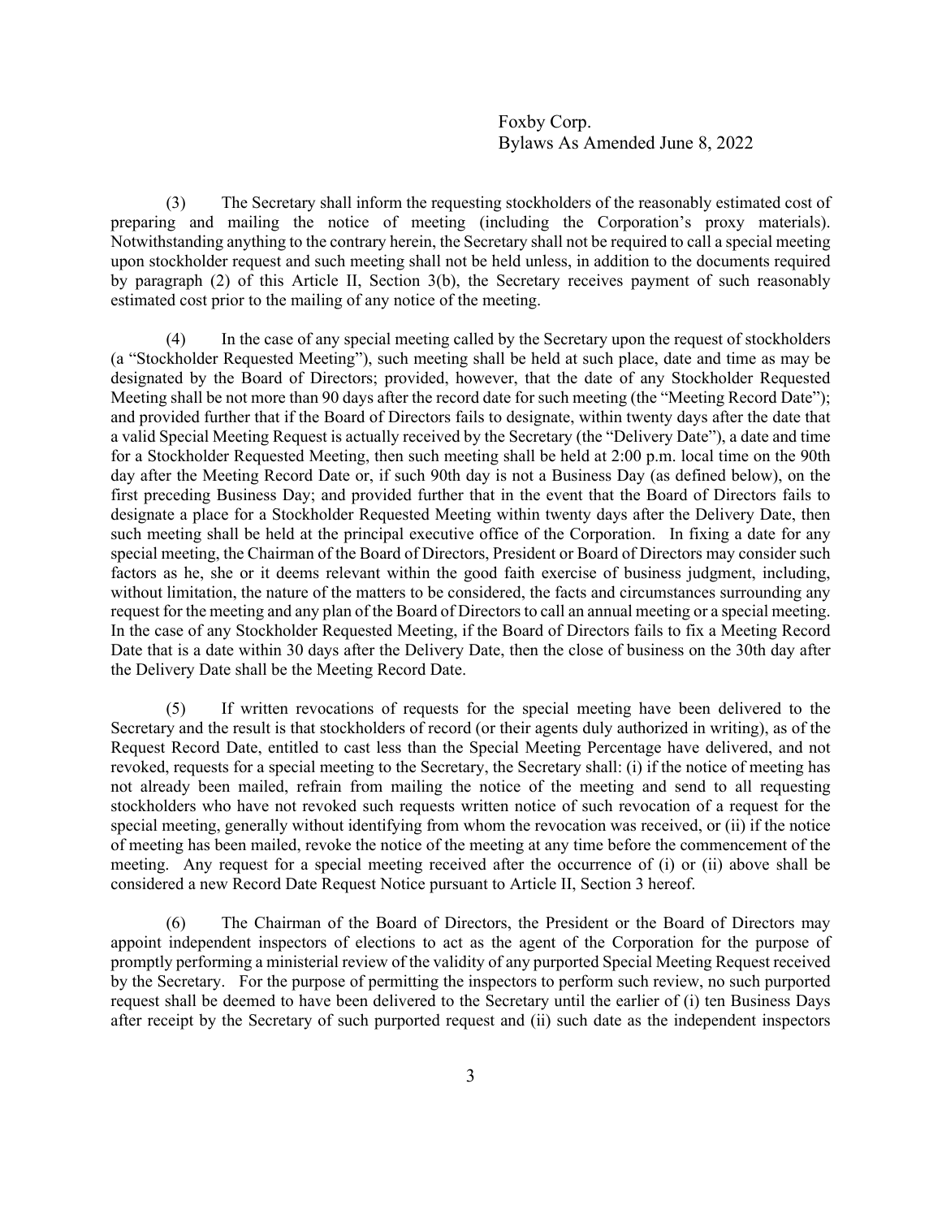(3) The Secretary shall inform the requesting stockholders of the reasonably estimated cost of preparing and mailing the notice of meeting (including the Corporation's proxy materials). Notwithstanding anything to the contrary herein, the Secretary shall not be required to call a special meeting upon stockholder request and such meeting shall not be held unless, in addition to the documents required by paragraph (2) of this Article II, Section 3(b), the Secretary receives payment of such reasonably estimated cost prior to the mailing of any notice of the meeting.

(4) In the case of any special meeting called by the Secretary upon the request of stockholders (a "Stockholder Requested Meeting"), such meeting shall be held at such place, date and time as may be designated by the Board of Directors; provided, however, that the date of any Stockholder Requested Meeting shall be not more than 90 days after the record date for such meeting (the "Meeting Record Date"); and provided further that if the Board of Directors fails to designate, within twenty days after the date that a valid Special Meeting Request is actually received by the Secretary (the "Delivery Date"), a date and time for a Stockholder Requested Meeting, then such meeting shall be held at 2:00 p.m. local time on the 90th day after the Meeting Record Date or, if such 90th day is not a Business Day (as defined below), on the first preceding Business Day; and provided further that in the event that the Board of Directors fails to designate a place for a Stockholder Requested Meeting within twenty days after the Delivery Date, then such meeting shall be held at the principal executive office of the Corporation. In fixing a date for any special meeting, the Chairman of the Board of Directors, President or Board of Directors may consider such factors as he, she or it deems relevant within the good faith exercise of business judgment, including, without limitation, the nature of the matters to be considered, the facts and circumstances surrounding any request for the meeting and any plan of the Board of Directors to call an annual meeting or a special meeting. In the case of any Stockholder Requested Meeting, if the Board of Directors fails to fix a Meeting Record Date that is a date within 30 days after the Delivery Date, then the close of business on the 30th day after the Delivery Date shall be the Meeting Record Date.

(5) If written revocations of requests for the special meeting have been delivered to the Secretary and the result is that stockholders of record (or their agents duly authorized in writing), as of the Request Record Date, entitled to cast less than the Special Meeting Percentage have delivered, and not revoked, requests for a special meeting to the Secretary, the Secretary shall: (i) if the notice of meeting has not already been mailed, refrain from mailing the notice of the meeting and send to all requesting stockholders who have not revoked such requests written notice of such revocation of a request for the special meeting, generally without identifying from whom the revocation was received, or (ii) if the notice of meeting has been mailed, revoke the notice of the meeting at any time before the commencement of the meeting. Any request for a special meeting received after the occurrence of (i) or (ii) above shall be considered a new Record Date Request Notice pursuant to Article II, Section 3 hereof.

(6) The Chairman of the Board of Directors, the President or the Board of Directors may appoint independent inspectors of elections to act as the agent of the Corporation for the purpose of promptly performing a ministerial review of the validity of any purported Special Meeting Request received by the Secretary. For the purpose of permitting the inspectors to perform such review, no such purported request shall be deemed to have been delivered to the Secretary until the earlier of (i) ten Business Days after receipt by the Secretary of such purported request and (ii) such date as the independent inspectors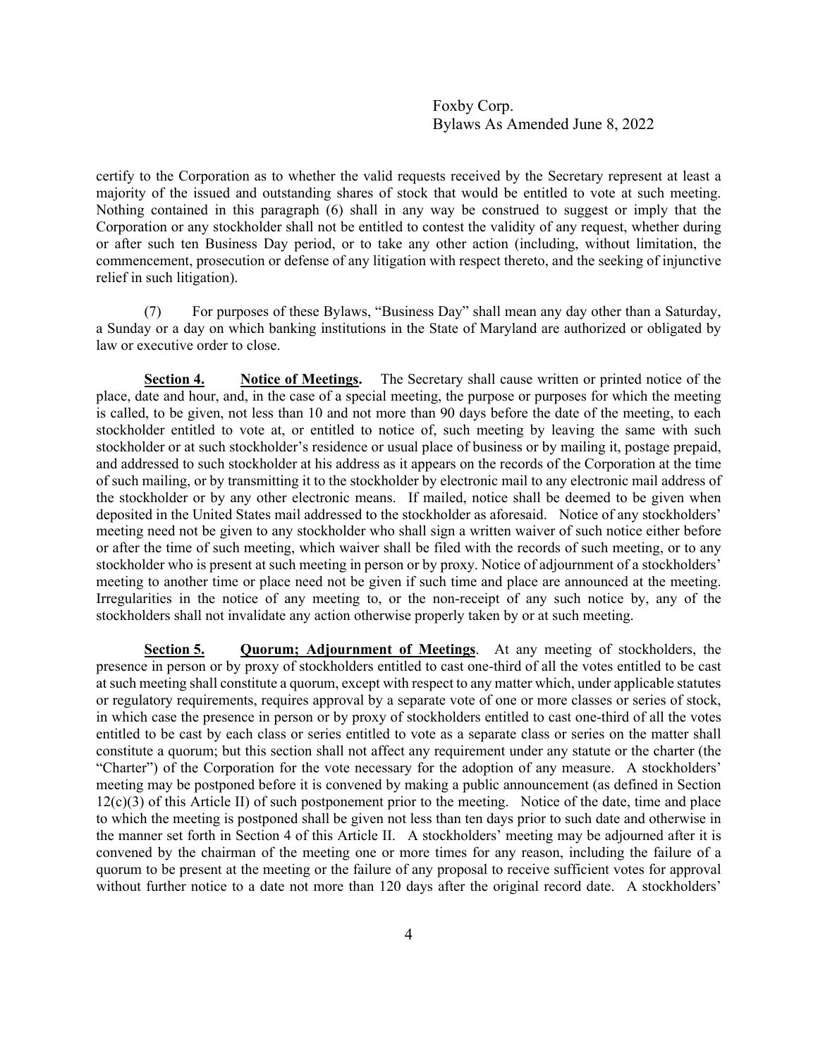certify to the Corporation as to whether the valid requests received by the Secretary represent at least a majority of the issued and outstanding shares of stock that would be entitled to vote at such meeting. Nothing contained in this paragraph (6) shall in any way be construed to suggest or imply that the Corporation or any stockholder shall not be entitled to contest the validity of any request, whether during or after such ten Business Day period, or to take any other action (including, without limitation, the commencement, prosecution or defense of any litigation with respect thereto, and the seeking of injunctive relief in such litigation).

(7) For purposes of these Bylaws, "Business Day" shall mean any day other than a Saturday, a Sunday or a day on which banking institutions in the State of Maryland are authorized or obligated by law or executive order to close.

**Section 4. Notice of Meetings.** The Secretary shall cause written or printed notice of the place, date and hour, and, in the case of a special meeting, the purpose or purposes for which the meeting is called, to be given, not less than 10 and not more than 90 days before the date of the meeting, to each stockholder entitled to vote at, or entitled to notice of, such meeting by leaving the same with such stockholder or at such stockholder's residence or usual place of business or by mailing it, postage prepaid, and addressed to such stockholder at his address as it appears on the records of the Corporation at the time of such mailing, or by transmitting it to the stockholder by electronic mail to any electronic mail address of the stockholder or by any other electronic means. If mailed, notice shall be deemed to be given when deposited in the United States mail addressed to the stockholder as aforesaid. Notice of any stockholders' meeting need not be given to any stockholder who shall sign a written waiver of such notice either before or after the time of such meeting, which waiver shall be filed with the records of such meeting, or to any stockholder who is present at such meeting in person or by proxy. Notice of adjournment of a stockholders' meeting to another time or place need not be given if such time and place are announced at the meeting. Irregularities in the notice of any meeting to, or the non-receipt of any such notice by, any of the stockholders shall not invalidate any action otherwise properly taken by or at such meeting.

**Section 5. Quorum; Adjournment of Meetings**. At any meeting of stockholders, the presence in person or by proxy of stockholders entitled to cast one-third of all the votes entitled to be cast at such meeting shall constitute a quorum, except with respect to any matter which, under applicable statutes or regulatory requirements, requires approval by a separate vote of one or more classes or series of stock, in which case the presence in person or by proxy of stockholders entitled to cast one-third of all the votes entitled to be cast by each class or series entitled to vote as a separate class or series on the matter shall constitute a quorum; but this section shall not affect any requirement under any statute or the charter (the "Charter") of the Corporation for the vote necessary for the adoption of any measure. A stockholders' meeting may be postponed before it is convened by making a public announcement (as defined in Section 12(c)(3) of this Article II) of such postponement prior to the meeting. Notice of the date, time and place to which the meeting is postponed shall be given not less than ten days prior to such date and otherwise in the manner set forth in Section 4 of this Article II. A stockholders' meeting may be adjourned after it is convened by the chairman of the meeting one or more times for any reason, including the failure of a quorum to be present at the meeting or the failure of any proposal to receive sufficient votes for approval without further notice to a date not more than 120 days after the original record date. A stockholders'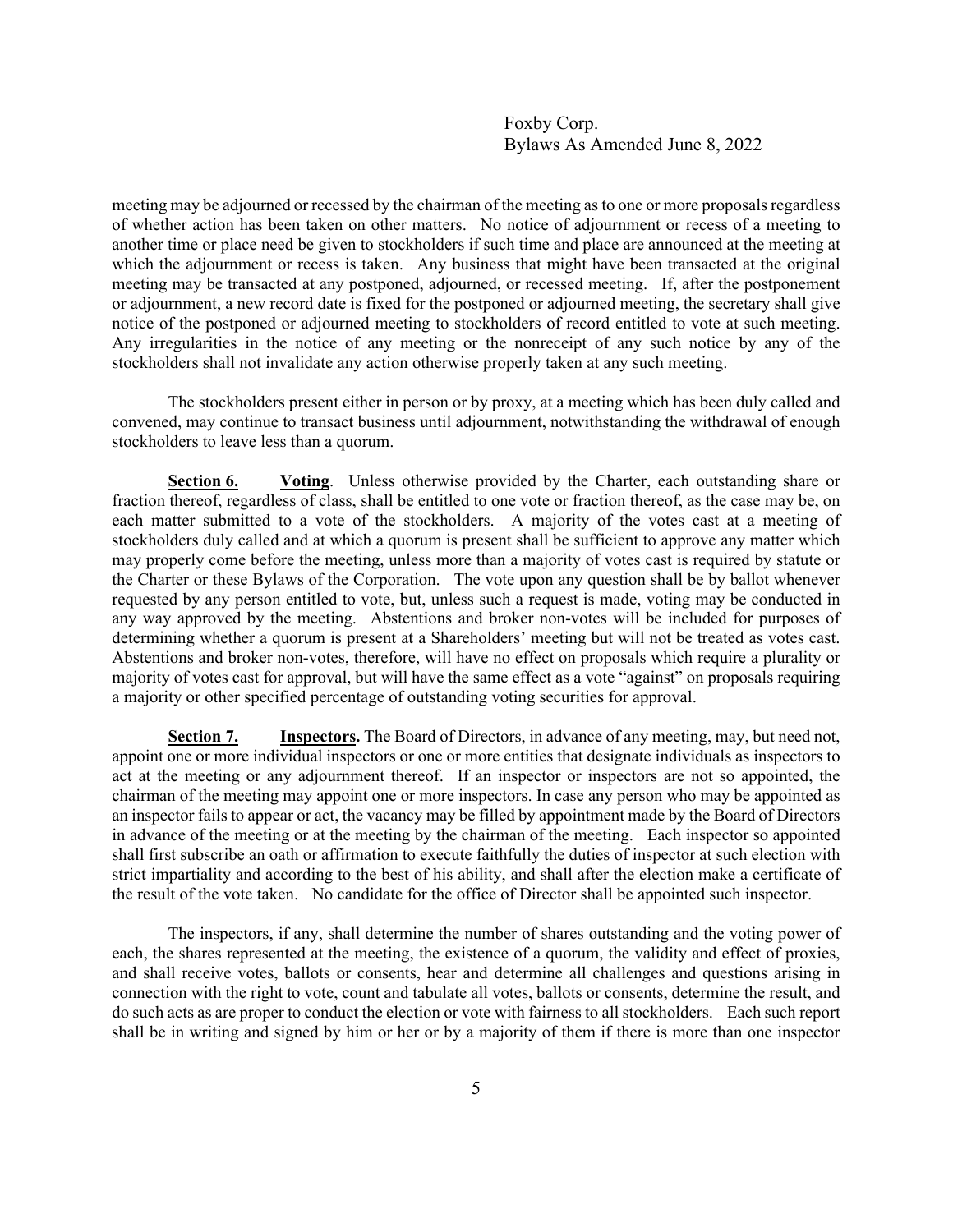meeting may be adjourned or recessed by the chairman of the meeting as to one or more proposals regardless of whether action has been taken on other matters. No notice of adjournment or recess of a meeting to another time or place need be given to stockholders if such time and place are announced at the meeting at which the adjournment or recess is taken. Any business that might have been transacted at the original meeting may be transacted at any postponed, adjourned, or recessed meeting. If, after the postponement or adjournment, a new record date is fixed for the postponed or adjourned meeting, the secretary shall give notice of the postponed or adjourned meeting to stockholders of record entitled to vote at such meeting. Any irregularities in the notice of any meeting or the nonreceipt of any such notice by any of the stockholders shall not invalidate any action otherwise properly taken at any such meeting.

The stockholders present either in person or by proxy, at a meeting which has been duly called and convened, may continue to transact business until adjournment, notwithstanding the withdrawal of enough stockholders to leave less than a quorum.

**Section 6. Voting**. Unless otherwise provided by the Charter, each outstanding share or fraction thereof, regardless of class, shall be entitled to one vote or fraction thereof, as the case may be, on each matter submitted to a vote of the stockholders. A majority of the votes cast at a meeting of stockholders duly called and at which a quorum is present shall be sufficient to approve any matter which may properly come before the meeting, unless more than a majority of votes cast is required by statute or the Charter or these Bylaws of the Corporation. The vote upon any question shall be by ballot whenever requested by any person entitled to vote, but, unless such a request is made, voting may be conducted in any way approved by the meeting. Abstentions and broker non-votes will be included for purposes of determining whether a quorum is present at a Shareholders' meeting but will not be treated as votes cast. Abstentions and broker non-votes, therefore, will have no effect on proposals which require a plurality or majority of votes cast for approval, but will have the same effect as a vote "against" on proposals requiring a majority or other specified percentage of outstanding voting securities for approval.

**Section 7. Inspectors.** The Board of Directors, in advance of any meeting, may, but need not, appoint one or more individual inspectors or one or more entities that designate individuals as inspectors to act at the meeting or any adjournment thereof. If an inspector or inspectors are not so appointed, the chairman of the meeting may appoint one or more inspectors. In case any person who may be appointed as an inspector fails to appear or act, the vacancy may be filled by appointment made by the Board of Directors in advance of the meeting or at the meeting by the chairman of the meeting. Each inspector so appointed shall first subscribe an oath or affirmation to execute faithfully the duties of inspector at such election with strict impartiality and according to the best of his ability, and shall after the election make a certificate of the result of the vote taken. No candidate for the office of Director shall be appointed such inspector.

The inspectors, if any, shall determine the number of shares outstanding and the voting power of each, the shares represented at the meeting, the existence of a quorum, the validity and effect of proxies, and shall receive votes, ballots or consents, hear and determine all challenges and questions arising in connection with the right to vote, count and tabulate all votes, ballots or consents, determine the result, and do such acts as are proper to conduct the election or vote with fairness to all stockholders. Each such report shall be in writing and signed by him or her or by a majority of them if there is more than one inspector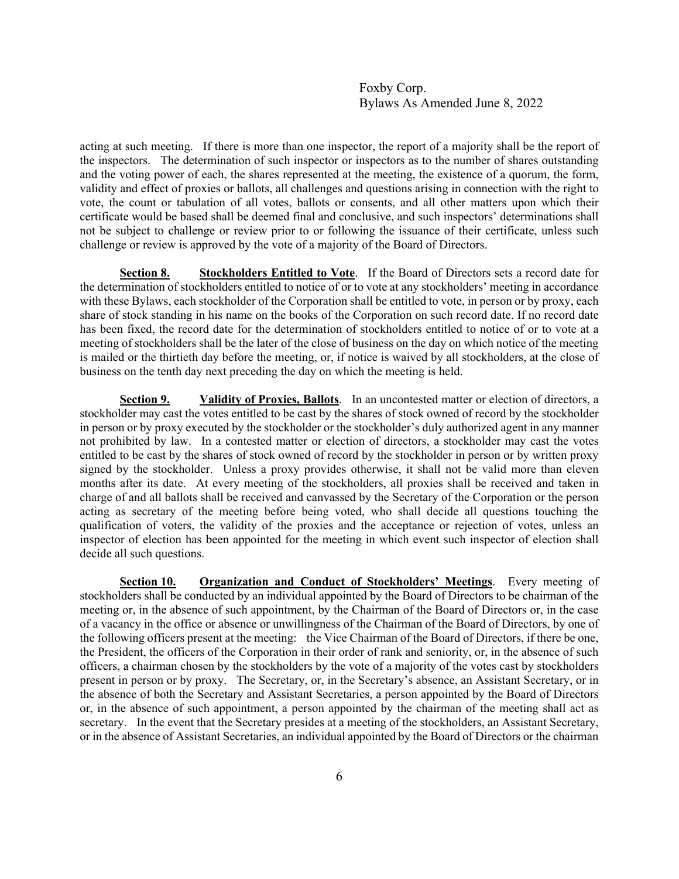acting at such meeting. If there is more than one inspector, the report of a majority shall be the report of the inspectors. The determination of such inspector or inspectors as to the number of shares outstanding and the voting power of each, the shares represented at the meeting, the existence of a quorum, the form, validity and effect of proxies or ballots, all challenges and questions arising in connection with the right to vote, the count or tabulation of all votes, ballots or consents, and all other matters upon which their certificate would be based shall be deemed final and conclusive, and such inspectors' determinations shall not be subject to challenge or review prior to or following the issuance of their certificate, unless such challenge or review is approved by the vote of a majority of the Board of Directors.

**Section 8. Stockholders Entitled to Vote**. If the Board of Directors sets a record date for the determination of stockholders entitled to notice of or to vote at any stockholders' meeting in accordance with these Bylaws, each stockholder of the Corporation shall be entitled to vote, in person or by proxy, each share of stock standing in his name on the books of the Corporation on such record date. If no record date has been fixed, the record date for the determination of stockholders entitled to notice of or to vote at a meeting of stockholders shall be the later of the close of business on the day on which notice of the meeting is mailed or the thirtieth day before the meeting, or, if notice is waived by all stockholders, at the close of business on the tenth day next preceding the day on which the meeting is held.

**Section 9. Validity of Proxies, Ballots**. In an uncontested matter or election of directors, a stockholder may cast the votes entitled to be cast by the shares of stock owned of record by the stockholder in person or by proxy executed by the stockholder or the stockholder's duly authorized agent in any manner not prohibited by law. In a contested matter or election of directors, a stockholder may cast the votes entitled to be cast by the shares of stock owned of record by the stockholder in person or by written proxy signed by the stockholder. Unless a proxy provides otherwise, it shall not be valid more than eleven months after its date. At every meeting of the stockholders, all proxies shall be received and taken in charge of and all ballots shall be received and canvassed by the Secretary of the Corporation or the person acting as secretary of the meeting before being voted, who shall decide all questions touching the qualification of voters, the validity of the proxies and the acceptance or rejection of votes, unless an inspector of election has been appointed for the meeting in which event such inspector of election shall decide all such questions.

**Section 10. Organization and Conduct of Stockholders' Meetings**. Every meeting of stockholders shall be conducted by an individual appointed by the Board of Directors to be chairman of the meeting or, in the absence of such appointment, by the Chairman of the Board of Directors or, in the case of a vacancy in the office or absence or unwillingness of the Chairman of the Board of Directors, by one of the following officers present at the meeting: the Vice Chairman of the Board of Directors, if there be one, the President, the officers of the Corporation in their order of rank and seniority, or, in the absence of such officers, a chairman chosen by the stockholders by the vote of a majority of the votes cast by stockholders present in person or by proxy. The Secretary, or, in the Secretary's absence, an Assistant Secretary, or in the absence of both the Secretary and Assistant Secretaries, a person appointed by the Board of Directors or, in the absence of such appointment, a person appointed by the chairman of the meeting shall act as secretary. In the event that the Secretary presides at a meeting of the stockholders, an Assistant Secretary, or in the absence of Assistant Secretaries, an individual appointed by the Board of Directors or the chairman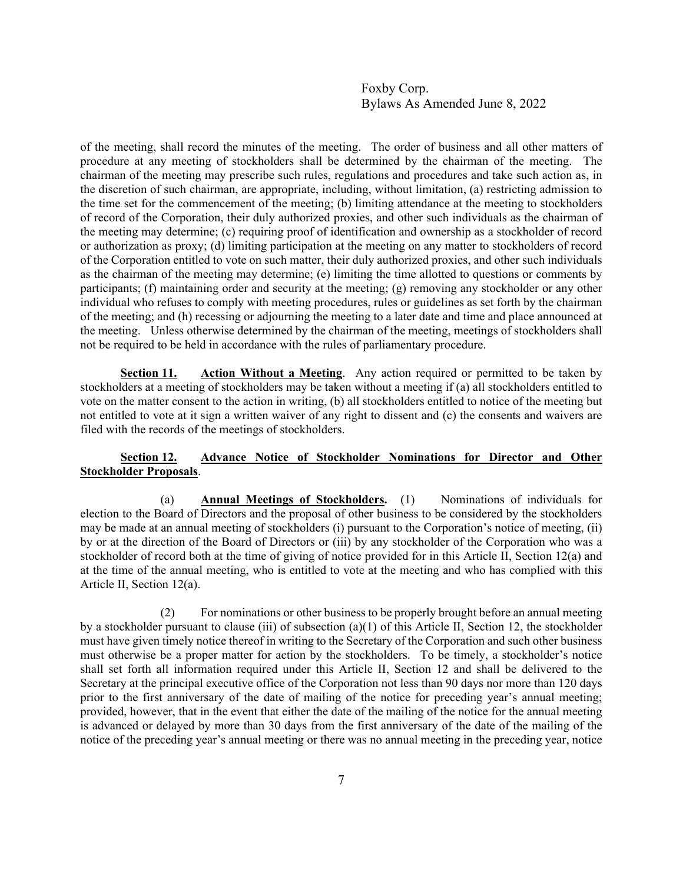of the meeting, shall record the minutes of the meeting. The order of business and all other matters of procedure at any meeting of stockholders shall be determined by the chairman of the meeting. The chairman of the meeting may prescribe such rules, regulations and procedures and take such action as, in the discretion of such chairman, are appropriate, including, without limitation, (a) restricting admission to the time set for the commencement of the meeting; (b) limiting attendance at the meeting to stockholders of record of the Corporation, their duly authorized proxies, and other such individuals as the chairman of the meeting may determine; (c) requiring proof of identification and ownership as a stockholder of record or authorization as proxy; (d) limiting participation at the meeting on any matter to stockholders of record of the Corporation entitled to vote on such matter, their duly authorized proxies, and other such individuals as the chairman of the meeting may determine; (e) limiting the time allotted to questions or comments by participants; (f) maintaining order and security at the meeting; (g) removing any stockholder or any other individual who refuses to comply with meeting procedures, rules or guidelines as set forth by the chairman of the meeting; and (h) recessing or adjourning the meeting to a later date and time and place announced at the meeting. Unless otherwise determined by the chairman of the meeting, meetings of stockholders shall not be required to be held in accordance with the rules of parliamentary procedure.

**Section 11. Action Without a Meeting**. Any action required or permitted to be taken by stockholders at a meeting of stockholders may be taken without a meeting if (a) all stockholders entitled to vote on the matter consent to the action in writing, (b) all stockholders entitled to notice of the meeting but not entitled to vote at it sign a written waiver of any right to dissent and (c) the consents and waivers are filed with the records of the meetings of stockholders.

**Section 12. Advance Notice of Stockholder Nominations for Director and Other Stockholder Proposals**.

(a) **Annual Meetings of Stockholders.** (1) Nominations of individuals for election to the Board of Directors and the proposal of other business to be considered by the stockholders may be made at an annual meeting of stockholders (i) pursuant to the Corporation's notice of meeting, (ii) by or at the direction of the Board of Directors or (iii) by any stockholder of the Corporation who was a stockholder of record both at the time of giving of notice provided for in this Article II, Section 12(a) and at the time of the annual meeting, who is entitled to vote at the meeting and who has complied with this Article II, Section 12(a).

(2) For nominations or other business to be properly brought before an annual meeting by a stockholder pursuant to clause (iii) of subsection (a)(1) of this Article II, Section 12, the stockholder must have given timely notice thereof in writing to the Secretary of the Corporation and such other business must otherwise be a proper matter for action by the stockholders. To be timely, a stockholder's notice shall set forth all information required under this Article II, Section 12 and shall be delivered to the Secretary at the principal executive office of the Corporation not less than 90 days nor more than 120 days prior to the first anniversary of the date of mailing of the notice for preceding year's annual meeting; provided, however, that in the event that either the date of the mailing of the notice for the annual meeting is advanced or delayed by more than 30 days from the first anniversary of the date of the mailing of the notice of the preceding year's annual meeting or there was no annual meeting in the preceding year, notice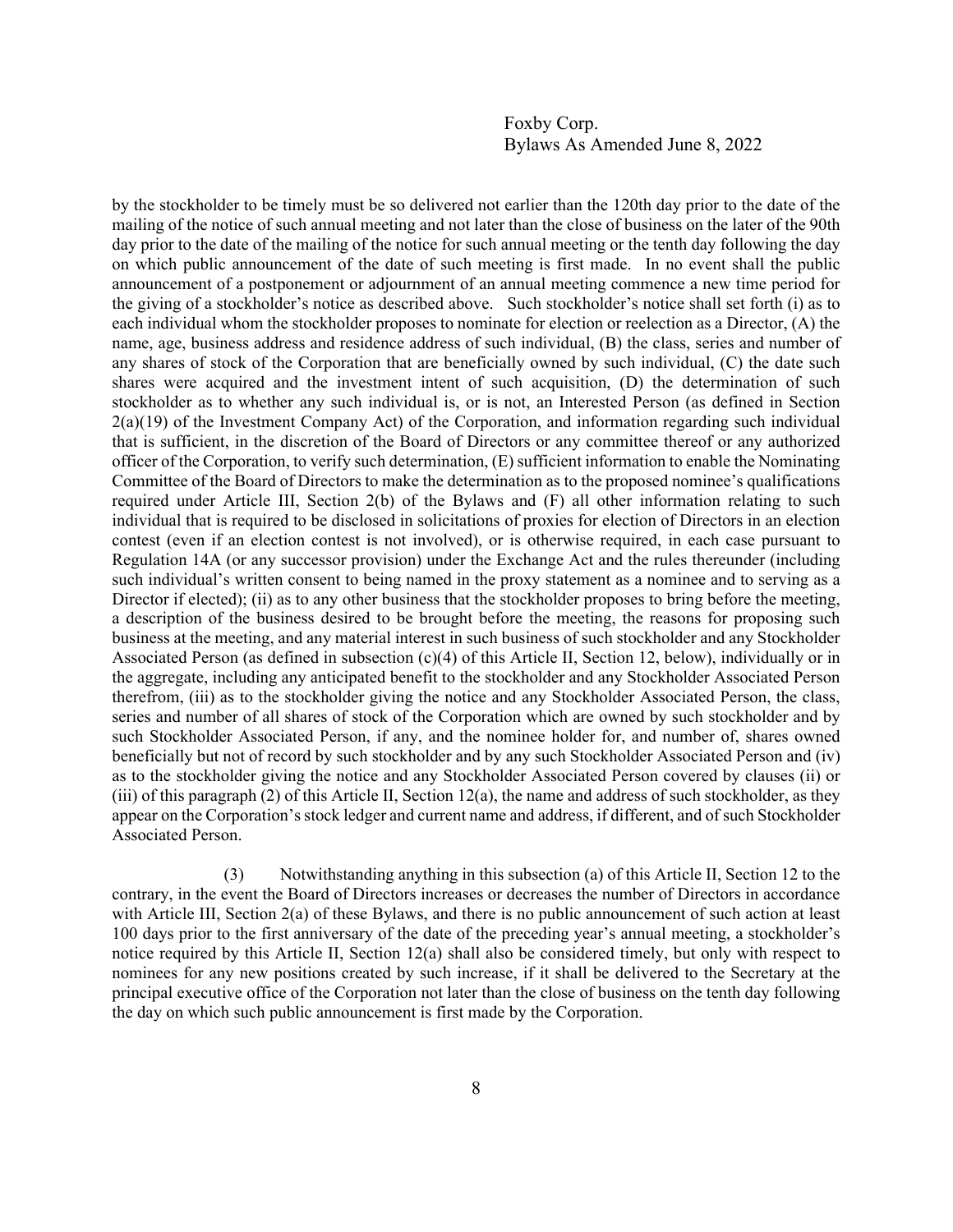by the stockholder to be timely must be so delivered not earlier than the 120th day prior to the date of the mailing of the notice of such annual meeting and not later than the close of business on the later of the 90th day prior to the date of the mailing of the notice for such annual meeting or the tenth day following the day on which public announcement of the date of such meeting is first made. In no event shall the public announcement of a postponement or adjournment of an annual meeting commence a new time period for the giving of a stockholder's notice as described above. Such stockholder's notice shall set forth (i) as to each individual whom the stockholder proposes to nominate for election or reelection as a Director, (A) the name, age, business address and residence address of such individual, (B) the class, series and number of any shares of stock of the Corporation that are beneficially owned by such individual, (C) the date such shares were acquired and the investment intent of such acquisition, (D) the determination of such stockholder as to whether any such individual is, or is not, an Interested Person (as defined in Section 2(a)(19) of the Investment Company Act) of the Corporation, and information regarding such individual that is sufficient, in the discretion of the Board of Directors or any committee thereof or any authorized officer of the Corporation, to verify such determination, (E) sufficient information to enable the Nominating Committee of the Board of Directors to make the determination as to the proposed nominee's qualifications required under Article III, Section 2(b) of the Bylaws and (F) all other information relating to such individual that is required to be disclosed in solicitations of proxies for election of Directors in an election contest (even if an election contest is not involved), or is otherwise required, in each case pursuant to Regulation 14A (or any successor provision) under the Exchange Act and the rules thereunder (including such individual's written consent to being named in the proxy statement as a nominee and to serving as a Director if elected); (ii) as to any other business that the stockholder proposes to bring before the meeting, a description of the business desired to be brought before the meeting, the reasons for proposing such business at the meeting, and any material interest in such business of such stockholder and any Stockholder Associated Person (as defined in subsection (c)(4) of this Article II, Section 12, below), individually or in the aggregate, including any anticipated benefit to the stockholder and any Stockholder Associated Person therefrom, (iii) as to the stockholder giving the notice and any Stockholder Associated Person, the class, series and number of all shares of stock of the Corporation which are owned by such stockholder and by such Stockholder Associated Person, if any, and the nominee holder for, and number of, shares owned beneficially but not of record by such stockholder and by any such Stockholder Associated Person and (iv) as to the stockholder giving the notice and any Stockholder Associated Person covered by clauses (ii) or (iii) of this paragraph (2) of this Article II, Section 12(a), the name and address of such stockholder, as they appear on the Corporation's stock ledger and current name and address, if different, and of such Stockholder Associated Person.

(3) Notwithstanding anything in this subsection (a) of this Article II, Section 12 to the contrary, in the event the Board of Directors increases or decreases the number of Directors in accordance with Article III, Section 2(a) of these Bylaws, and there is no public announcement of such action at least 100 days prior to the first anniversary of the date of the preceding year's annual meeting, a stockholder's notice required by this Article II, Section 12(a) shall also be considered timely, but only with respect to nominees for any new positions created by such increase, if it shall be delivered to the Secretary at the principal executive office of the Corporation not later than the close of business on the tenth day following the day on which such public announcement is first made by the Corporation.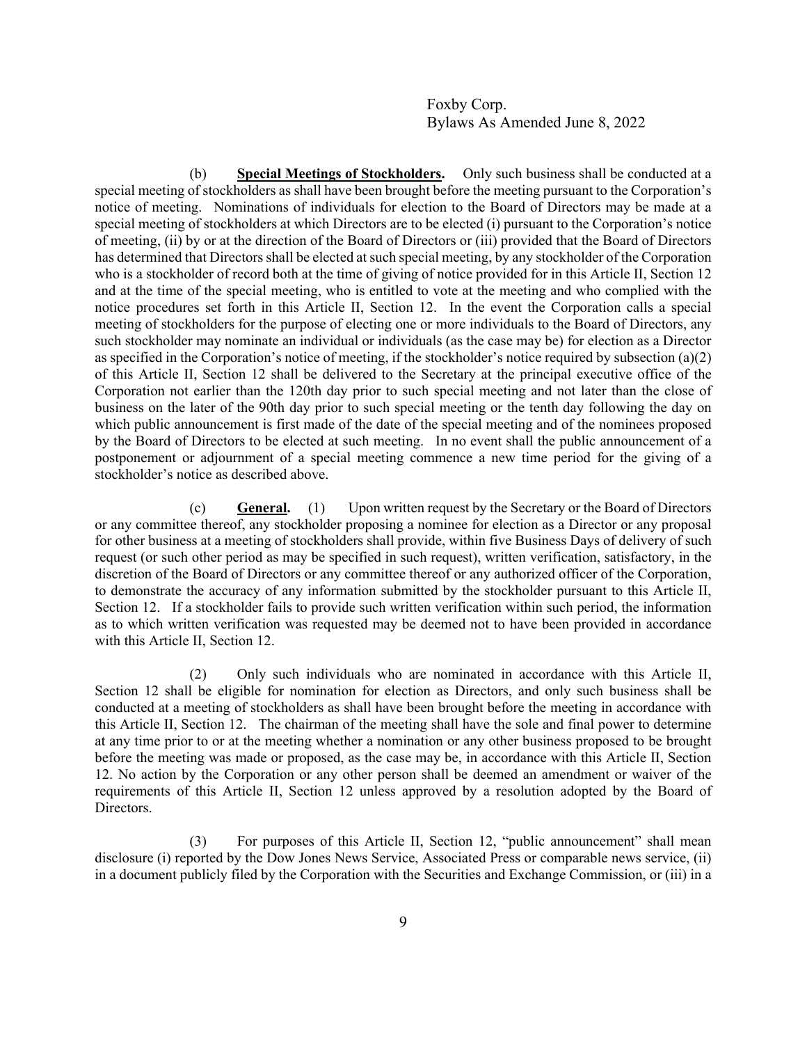(b) **Special Meetings of Stockholders.** Only such business shall be conducted at a special meeting of stockholders as shall have been brought before the meeting pursuant to the Corporation's notice of meeting. Nominations of individuals for election to the Board of Directors may be made at a special meeting of stockholders at which Directors are to be elected (i) pursuant to the Corporation's notice of meeting, (ii) by or at the direction of the Board of Directors or (iii) provided that the Board of Directors has determined that Directors shall be elected at such special meeting, by any stockholder of the Corporation who is a stockholder of record both at the time of giving of notice provided for in this Article II, Section 12 and at the time of the special meeting, who is entitled to vote at the meeting and who complied with the notice procedures set forth in this Article II, Section 12. In the event the Corporation calls a special meeting of stockholders for the purpose of electing one or more individuals to the Board of Directors, any such stockholder may nominate an individual or individuals (as the case may be) for election as a Director as specified in the Corporation's notice of meeting, if the stockholder's notice required by subsection (a)(2) of this Article II, Section 12 shall be delivered to the Secretary at the principal executive office of the Corporation not earlier than the 120th day prior to such special meeting and not later than the close of business on the later of the 90th day prior to such special meeting or the tenth day following the day on which public announcement is first made of the date of the special meeting and of the nominees proposed by the Board of Directors to be elected at such meeting. In no event shall the public announcement of a postponement or adjournment of a special meeting commence a new time period for the giving of a stockholder's notice as described above.

(c) **General.** (1) Upon written request by the Secretary or the Board of Directors or any committee thereof, any stockholder proposing a nominee for election as a Director or any proposal for other business at a meeting of stockholders shall provide, within five Business Days of delivery of such request (or such other period as may be specified in such request), written verification, satisfactory, in the discretion of the Board of Directors or any committee thereof or any authorized officer of the Corporation, to demonstrate the accuracy of any information submitted by the stockholder pursuant to this Article II, Section 12. If a stockholder fails to provide such written verification within such period, the information as to which written verification was requested may be deemed not to have been provided in accordance with this Article II, Section 12.

(2) Only such individuals who are nominated in accordance with this Article II, Section 12 shall be eligible for nomination for election as Directors, and only such business shall be conducted at a meeting of stockholders as shall have been brought before the meeting in accordance with this Article II, Section 12. The chairman of the meeting shall have the sole and final power to determine at any time prior to or at the meeting whether a nomination or any other business proposed to be brought before the meeting was made or proposed, as the case may be, in accordance with this Article II, Section 12. No action by the Corporation or any other person shall be deemed an amendment or waiver of the requirements of this Article II, Section 12 unless approved by a resolution adopted by the Board of Directors.

(3) For purposes of this Article II, Section 12, "public announcement" shall mean disclosure (i) reported by the Dow Jones News Service, Associated Press or comparable news service, (ii) in a document publicly filed by the Corporation with the Securities and Exchange Commission, or (iii) in a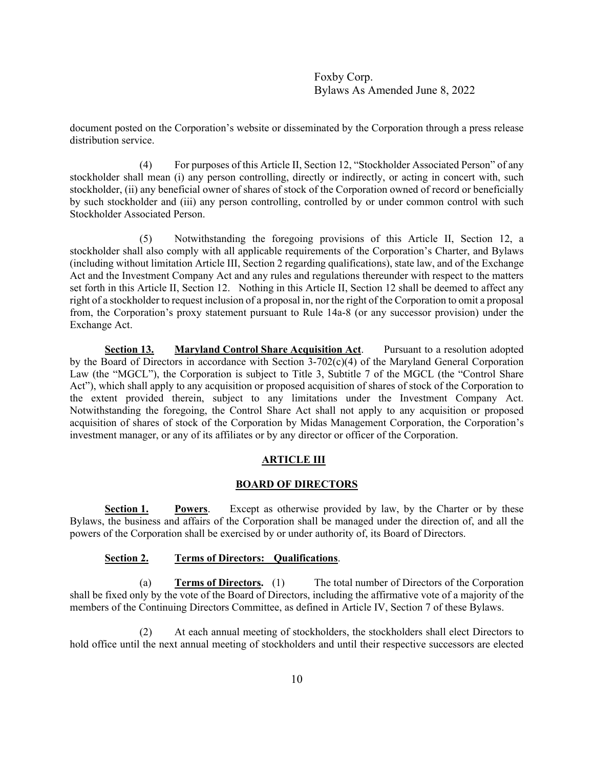document posted on the Corporation's website or disseminated by the Corporation through a press release distribution service.

(4) For purposes of this Article II, Section 12, "Stockholder Associated Person" of any stockholder shall mean (i) any person controlling, directly or indirectly, or acting in concert with, such stockholder, (ii) any beneficial owner of shares of stock of the Corporation owned of record or beneficially by such stockholder and (iii) any person controlling, controlled by or under common control with such Stockholder Associated Person.

(5) Notwithstanding the foregoing provisions of this Article II, Section 12, a stockholder shall also comply with all applicable requirements of the Corporation's Charter, and Bylaws (including without limitation Article III, Section 2 regarding qualifications), state law, and of the Exchange Act and the Investment Company Act and any rules and regulations thereunder with respect to the matters set forth in this Article II, Section 12. Nothing in this Article II, Section 12 shall be deemed to affect any right of a stockholder to request inclusion of a proposal in, nor the right of the Corporation to omit a proposal from, the Corporation's proxy statement pursuant to Rule 14a-8 (or any successor provision) under the Exchange Act.

**Section 13. Maryland Control Share Acquisition Act**. Pursuant to a resolution adopted by the Board of Directors in accordance with Section 3-702(c)(4) of the Maryland General Corporation Law (the "MGCL"), the Corporation is subject to Title 3, Subtitle 7 of the MGCL (the "Control Share Act"), which shall apply to any acquisition or proposed acquisition of shares of stock of the Corporation to the extent provided therein, subject to any limitations under the Investment Company Act. Notwithstanding the foregoing, the Control Share Act shall not apply to any acquisition or proposed acquisition of shares of stock of the Corporation by Midas Management Corporation, the Corporation's investment manager, or any of its affiliates or by any director or officer of the Corporation.

## ARTICLE III

## BOARD OF DIRECTORS

**Section 1. Powers**. Except as otherwise provided by law, by the Charter or by these Bylaws, the business and affairs of the Corporation shall be managed under the direction of, and all the powers of the Corporation shall be exercised by or under authority of, its Board of Directors.

**Section 2. Terms of Directors: Qualifications**.

(a) **Terms of Directors.** (1) The total number of Directors of the Corporation shall be fixed only by the vote of the Board of Directors, including the affirmative vote of a majority of the members of the Continuing Directors Committee, as defined in Article IV, Section 7 of these Bylaws.

(2) At each annual meeting of stockholders, the stockholders shall elect Directors to hold office until the next annual meeting of stockholders and until their respective successors are elected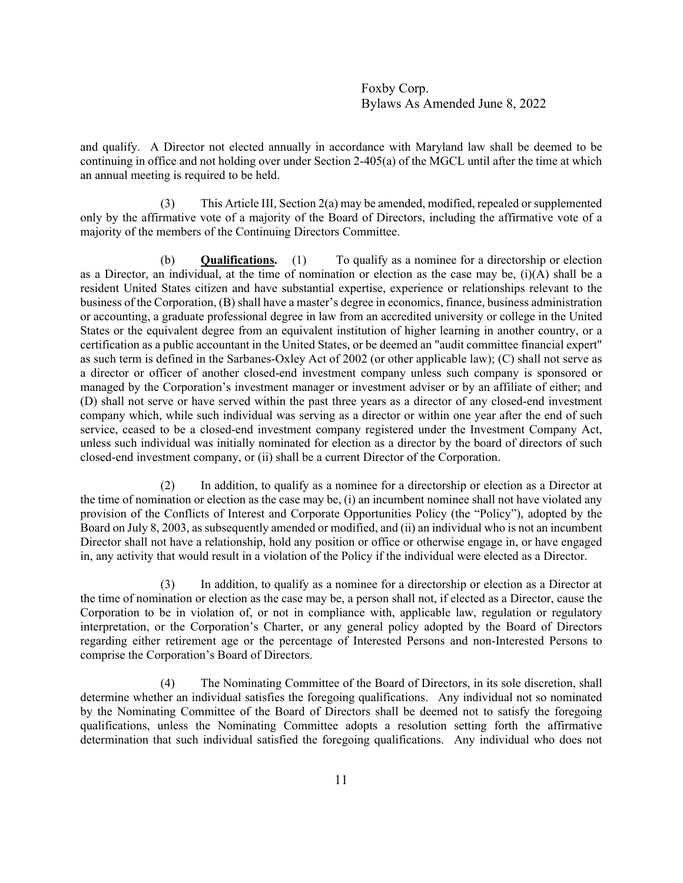and qualify. A Director not elected annually in accordance with Maryland law shall be deemed to be continuing in office and not holding over under Section 2-405(a) of the MGCL until after the time at which an annual meeting is required to be held.

(3) This Article III, Section 2(a) may be amended, modified, repealed or supplemented only by the affirmative vote of a majority of the Board of Directors, including the affirmative vote of a majority of the members of the Continuing Directors Committee.

(b) **Qualifications.** (1) To qualify as a nominee for a directorship or election as a Director, an individual, at the time of nomination or election as the case may be, (i)(A) shall be a resident United States citizen and have substantial expertise, experience or relationships relevant to the business of the Corporation, (B) shall have a master's degree in economics, finance, business administration or accounting, a graduate professional degree in law from an accredited university or college in the United States or the equivalent degree from an equivalent institution of higher learning in another country, or a certification as a public accountant in the United States, or be deemed an "audit committee financial expert" as such term is defined in the Sarbanes-Oxley Act of 2002 (or other applicable law); (C) shall not serve as a director or officer of another closed-end investment company unless such company is sponsored or managed by the Corporation's investment manager or investment adviser or by an affiliate of either; and (D) shall not serve or have served within the past three years as a director of any closed-end investment company which, while such individual was serving as a director or within one year after the end of such service, ceased to be a closed-end investment company registered under the Investment Company Act, unless such individual was initially nominated for election as a director by the board of directors of such closed-end investment company, or (ii) shall be a current Director of the Corporation.

(2) In addition, to qualify as a nominee for a directorship or election as a Director at the time of nomination or election as the case may be, (i) an incumbent nominee shall not have violated any provision of the Conflicts of Interest and Corporate Opportunities Policy (the "Policy"), adopted by the Board on July 8, 2003, as subsequently amended or modified, and (ii) an individual who is not an incumbent Director shall not have a relationship, hold any position or office or otherwise engage in, or have engaged in, any activity that would result in a violation of the Policy if the individual were elected as a Director.

(3) In addition, to qualify as a nominee for a directorship or election as a Director at the time of nomination or election as the case may be, a person shall not, if elected as a Director, cause the Corporation to be in violation of, or not in compliance with, applicable law, regulation or regulatory interpretation, or the Corporation's Charter, or any general policy adopted by the Board of Directors regarding either retirement age or the percentage of Interested Persons and non-Interested Persons to comprise the Corporation's Board of Directors.

(4) The Nominating Committee of the Board of Directors, in its sole discretion, shall determine whether an individual satisfies the foregoing qualifications. Any individual not so nominated by the Nominating Committee of the Board of Directors shall be deemed not to satisfy the foregoing qualifications, unless the Nominating Committee adopts a resolution setting forth the affirmative determination that such individual satisfied the foregoing qualifications. Any individual who does not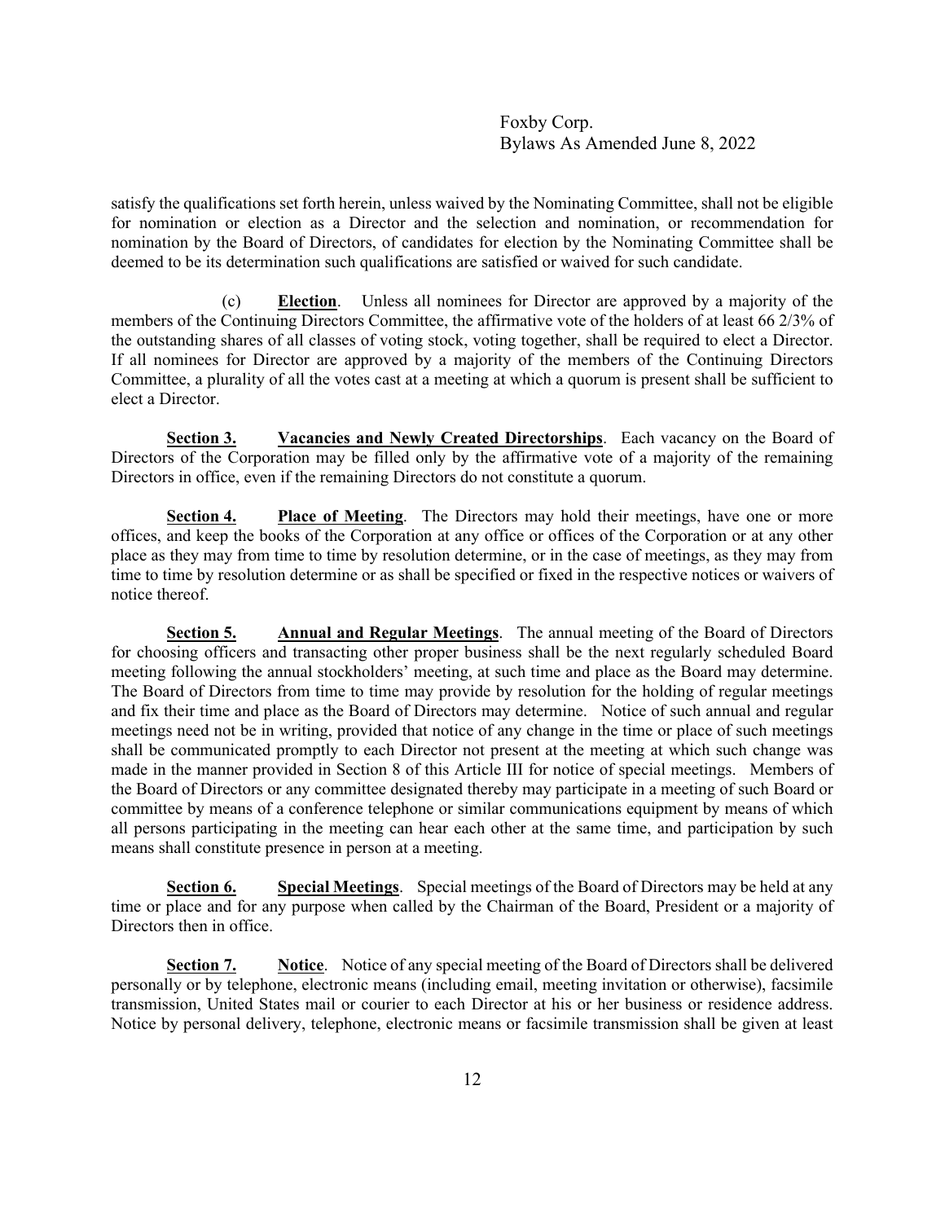satisfy the qualifications set forth herein, unless waived by the Nominating Committee, shall not be eligible for nomination or election as a Director and the selection and nomination, or recommendation for nomination by the Board of Directors, of candidates for election by the Nominating Committee shall be deemed to be its determination such qualifications are satisfied or waived for such candidate.

(c) **Election**. Unless all nominees for Director are approved by a majority of the members of the Continuing Directors Committee, the affirmative vote of the holders of at least 66 2/3% of the outstanding shares of all classes of voting stock, voting together, shall be required to elect a Director. If all nominees for Director are approved by a majority of the members of the Continuing Directors Committee, a plurality of all the votes cast at a meeting at which a quorum is present shall be sufficient to elect a Director.

**Section 3. Vacancies and Newly Created Directorships**. Each vacancy on the Board of Directors of the Corporation may be filled only by the affirmative vote of a majority of the remaining Directors in office, even if the remaining Directors do not constitute a quorum.

**Section 4. Place of Meeting**. The Directors may hold their meetings, have one or more offices, and keep the books of the Corporation at any office or offices of the Corporation or at any other place as they may from time to time by resolution determine, or in the case of meetings, as they may from time to time by resolution determine or as shall be specified or fixed in the respective notices or waivers of notice thereof.

**Section 5. Annual and Regular Meetings**. The annual meeting of the Board of Directors for choosing officers and transacting other proper business shall be the next regularly scheduled Board meeting following the annual stockholders' meeting, at such time and place as the Board may determine. The Board of Directors from time to time may provide by resolution for the holding of regular meetings and fix their time and place as the Board of Directors may determine. Notice of such annual and regular meetings need not be in writing, provided that notice of any change in the time or place of such meetings shall be communicated promptly to each Director not present at the meeting at which such change was made in the manner provided in Section 8 of this Article III for notice of special meetings. Members of the Board of Directors or any committee designated thereby may participate in a meeting of such Board or committee by means of a conference telephone or similar communications equipment by means of which all persons participating in the meeting can hear each other at the same time, and participation by such means shall constitute presence in person at a meeting.

**Section 6. Special Meetings**. Special meetings of the Board of Directors may be held at any time or place and for any purpose when called by the Chairman of the Board, President or a majority of Directors then in office.

**Section 7. Notice**. Notice of any special meeting of the Board of Directors shall be delivered personally or by telephone, electronic means (including email, meeting invitation or otherwise), facsimile transmission, United States mail or courier to each Director at his or her business or residence address. Notice by personal delivery, telephone, electronic means or facsimile transmission shall be given at least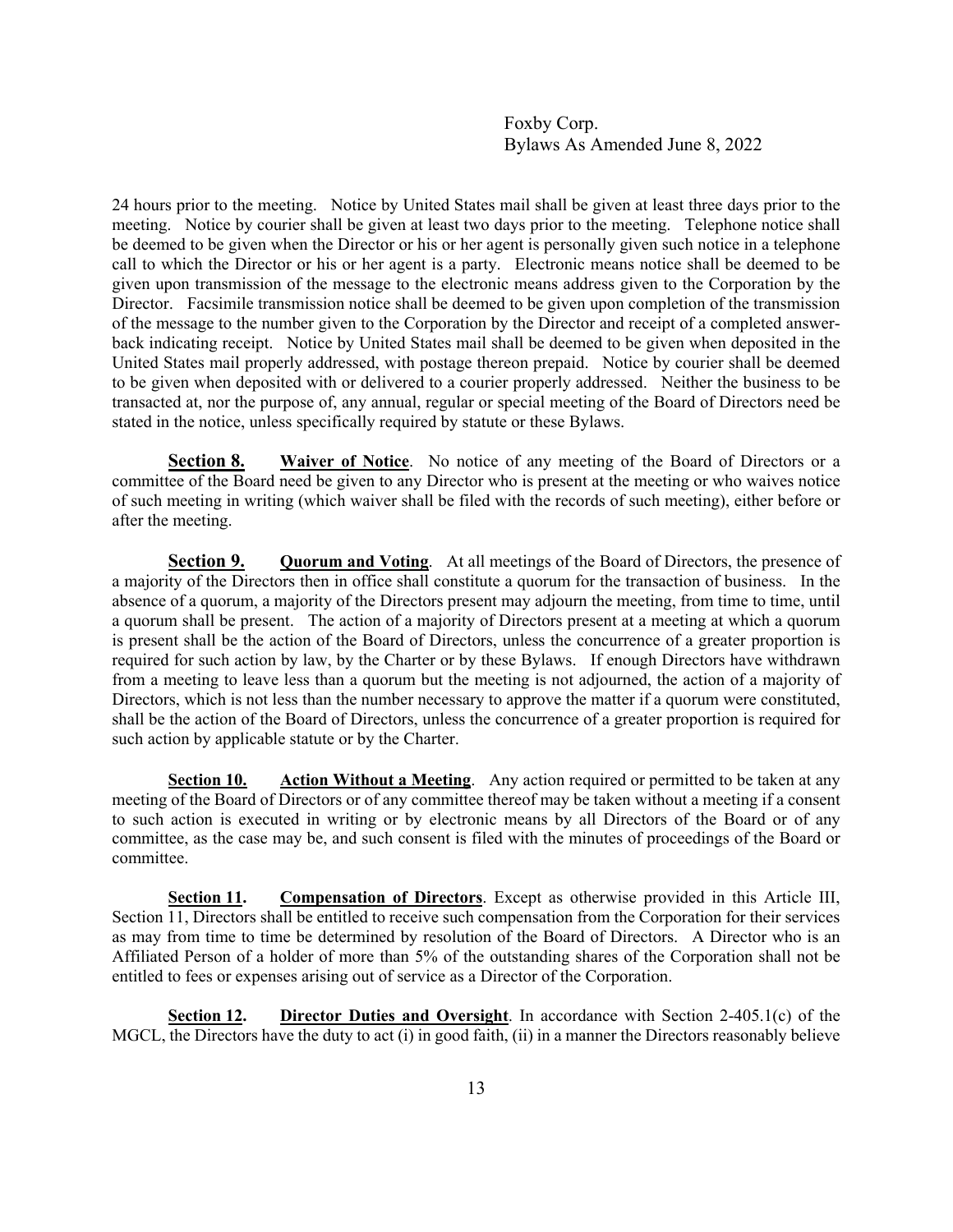24 hours prior to the meeting. Notice by United States mail shall be given at least three days prior to the meeting. Notice by courier shall be given at least two days prior to the meeting. Telephone notice shall be deemed to be given when the Director or his or her agent is personally given such notice in a telephone call to which the Director or his or her agent is a party. Electronic means notice shall be deemed to be given upon transmission of the message to the electronic means address given to the Corporation by the Director. Facsimile transmission notice shall be deemed to be given upon completion of the transmission of the message to the number given to the Corporation by the Director and receipt of a completed answer-back indicating receipt. Notice by United States mail shall be deemed to be given when deposited in the United States mail properly addressed, with postage thereon prepaid. Notice by courier shall be deemed to be given when deposited with or delivered to a courier properly addressed. Neither the business to be transacted at, nor the purpose of, any annual, regular or special meeting of the Board of Directors need be stated in the notice, unless specifically required by statute or these Bylaws.

**Section 8.** **Waiver of Notice**. No notice of any meeting of the Board of Directors or a committee of the Board need be given to any Director who is present at the meeting or who waives notice of such meeting in writing (which waiver shall be filed with the records of such meeting), either before or after the meeting.

**Section 9.** **Quorum and Voting**. At all meetings of the Board of Directors, the presence of a majority of the Directors then in office shall constitute a quorum for the transaction of business. In the absence of a quorum, a majority of the Directors present may adjourn the meeting, from time to time, until a quorum shall be present. The action of a majority of Directors present at a meeting at which a quorum is present shall be the action of the Board of Directors, unless the concurrence of a greater proportion is required for such action by law, by the Charter or by these Bylaws. If enough Directors have withdrawn from a meeting to leave less than a quorum but the meeting is not adjourned, the action of a majority of Directors, which is not less than the number necessary to approve the matter if a quorum were constituted, shall be the action of the Board of Directors, unless the concurrence of a greater proportion is required for such action by applicable statute or by the Charter.

**Section 10.** **Action Without a Meeting**. Any action required or permitted to be taken at any meeting of the Board of Directors or of any committee thereof may be taken without a meeting if a consent to such action is executed in writing or by electronic means by all Directors of the Board or of any committee, as the case may be, and such consent is filed with the minutes of proceedings of the Board or committee.

**Section 11.** **Compensation of Directors**. Except as otherwise provided in this Article III, Section 11, Directors shall be entitled to receive such compensation from the Corporation for their services as may from time to time be determined by resolution of the Board of Directors. A Director who is an Affiliated Person of a holder of more than 5% of the outstanding shares of the Corporation shall not be entitled to fees or expenses arising out of service as a Director of the Corporation.

**Section 12.** **Director Duties and Oversight**. In accordance with Section 2-405.1(c) of the MGCL, the Directors have the duty to act (i) in good faith, (ii) in a manner the Directors reasonably believe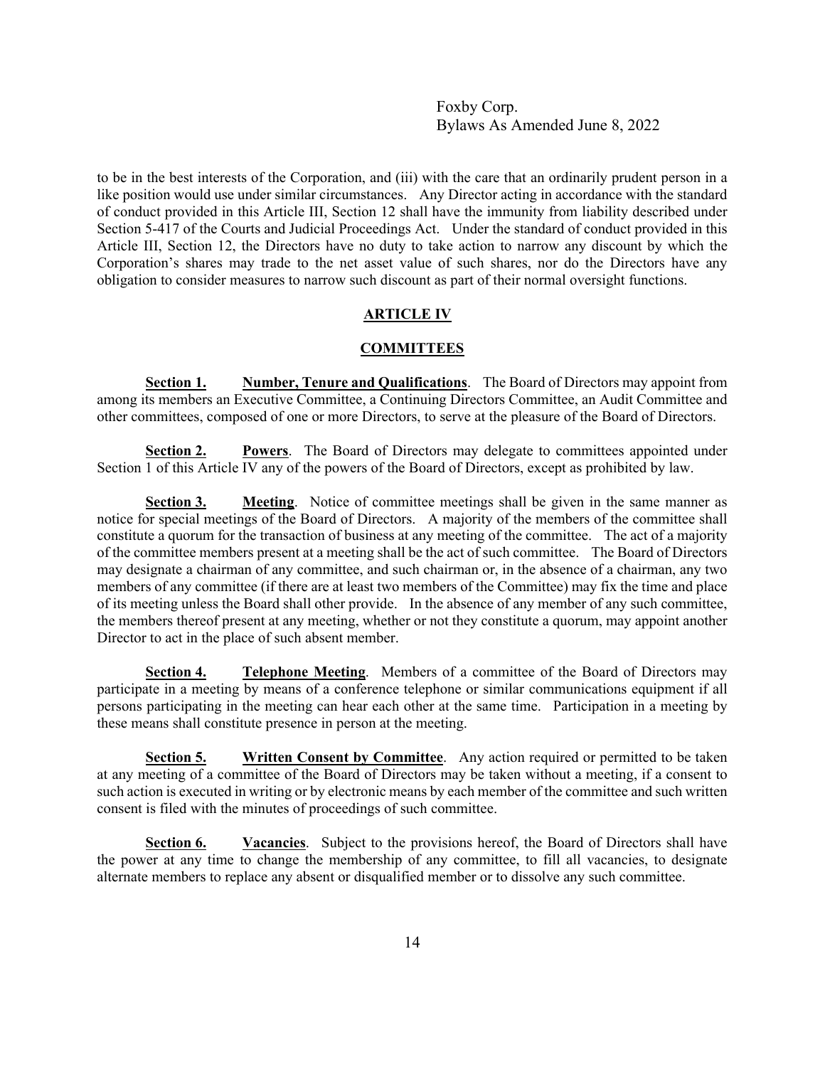to be in the best interests of the Corporation, and (iii) with the care that an ordinarily prudent person in a like position would use under similar circumstances. Any Director acting in accordance with the standard of conduct provided in this Article III, Section 12 shall have the immunity from liability described under Section 5-417 of the Courts and Judicial Proceedings Act. Under the standard of conduct provided in this Article III, Section 12, the Directors have no duty to take action to narrow any discount by which the Corporation's shares may trade to the net asset value of such shares, nor do the Directors have any obligation to consider measures to narrow such discount as part of their normal oversight functions.

## ARTICLE IV

## COMMITTEES

**Section 1. Number, Tenure and Qualifications**. The Board of Directors may appoint from among its members an Executive Committee, a Continuing Directors Committee, an Audit Committee and other committees, composed of one or more Directors, to serve at the pleasure of the Board of Directors.

**Section 2. Powers**. The Board of Directors may delegate to committees appointed under Section 1 of this Article IV any of the powers of the Board of Directors, except as prohibited by law.

**Section 3. Meeting**. Notice of committee meetings shall be given in the same manner as notice for special meetings of the Board of Directors. A majority of the members of the committee shall constitute a quorum for the transaction of business at any meeting of the committee. The act of a majority of the committee members present at a meeting shall be the act of such committee. The Board of Directors may designate a chairman of any committee, and such chairman or, in the absence of a chairman, any two members of any committee (if there are at least two members of the Committee) may fix the time and place of its meeting unless the Board shall other provide. In the absence of any member of any such committee, the members thereof present at any meeting, whether or not they constitute a quorum, may appoint another Director to act in the place of such absent member.

**Section 4. Telephone Meeting**. Members of a committee of the Board of Directors may participate in a meeting by means of a conference telephone or similar communications equipment if all persons participating in the meeting can hear each other at the same time. Participation in a meeting by these means shall constitute presence in person at the meeting.

**Section 5. Written Consent by Committee**. Any action required or permitted to be taken at any meeting of a committee of the Board of Directors may be taken without a meeting, if a consent to such action is executed in writing or by electronic means by each member of the committee and such written consent is filed with the minutes of proceedings of such committee.

**Section 6. Vacancies**. Subject to the provisions hereof, the Board of Directors shall have the power at any time to change the membership of any committee, to fill all vacancies, to designate alternate members to replace any absent or disqualified member or to dissolve any such committee.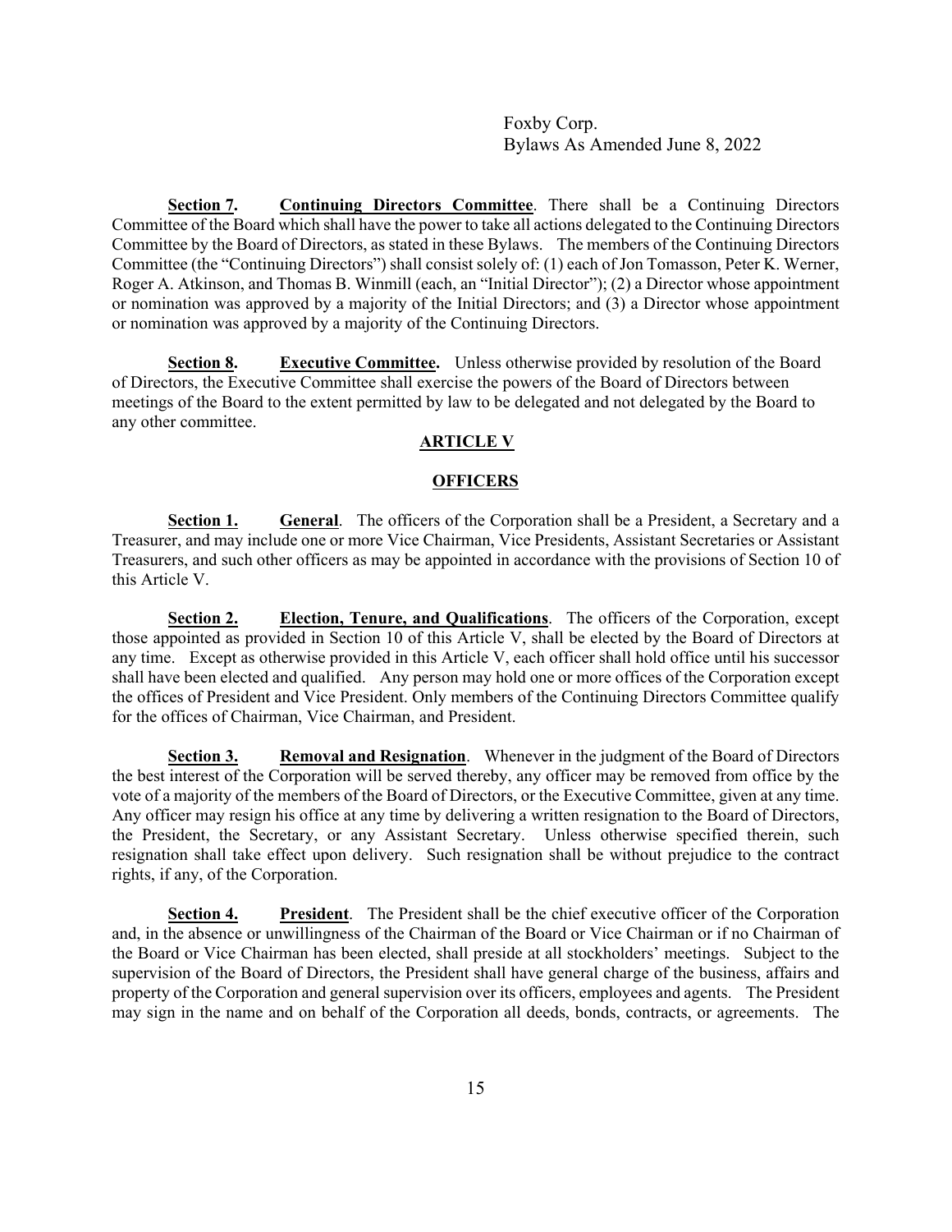**Section 7.** **Continuing Directors Committee**. There shall be a Continuing Directors Committee of the Board which shall have the power to take all actions delegated to the Continuing Directors Committee by the Board of Directors, as stated in these Bylaws. The members of the Continuing Directors Committee (the "Continuing Directors") shall consist solely of: (1) each of Jon Tomasson, Peter K. Werner, Roger A. Atkinson, and Thomas B. Winmill (each, an "Initial Director"); (2) a Director whose appointment or nomination was approved by a majority of the Initial Directors; and (3) a Director whose appointment or nomination was approved by a majority of the Continuing Directors.

**Section 8.** **Executive Committee.** Unless otherwise provided by resolution of the Board of Directors, the Executive Committee shall exercise the powers of the Board of Directors between meetings of the Board to the extent permitted by law to be delegated and not delegated by the Board to any other committee.

## ARTICLE V

## OFFICERS

**Section 1.** **General**. The officers of the Corporation shall be a President, a Secretary and a Treasurer, and may include one or more Vice Chairman, Vice Presidents, Assistant Secretaries or Assistant Treasurers, and such other officers as may be appointed in accordance with the provisions of Section 10 of this Article V.

**Section 2.** **Election, Tenure, and Qualifications**. The officers of the Corporation, except those appointed as provided in Section 10 of this Article V, shall be elected by the Board of Directors at any time. Except as otherwise provided in this Article V, each officer shall hold office until his successor shall have been elected and qualified. Any person may hold one or more offices of the Corporation except the offices of President and Vice President. Only members of the Continuing Directors Committee qualify for the offices of Chairman, Vice Chairman, and President.

**Section 3.** **Removal and Resignation**. Whenever in the judgment of the Board of Directors the best interest of the Corporation will be served thereby, any officer may be removed from office by the vote of a majority of the members of the Board of Directors, or the Executive Committee, given at any time. Any officer may resign his office at any time by delivering a written resignation to the Board of Directors, the President, the Secretary, or any Assistant Secretary. Unless otherwise specified therein, such resignation shall take effect upon delivery. Such resignation shall be without prejudice to the contract rights, if any, of the Corporation.

**Section 4.** **President**. The President shall be the chief executive officer of the Corporation and, in the absence or unwillingness of the Chairman of the Board or Vice Chairman or if no Chairman of the Board or Vice Chairman has been elected, shall preside at all stockholders' meetings. Subject to the supervision of the Board of Directors, the President shall have general charge of the business, affairs and property of the Corporation and general supervision over its officers, employees and agents. The President may sign in the name and on behalf of the Corporation all deeds, bonds, contracts, or agreements. The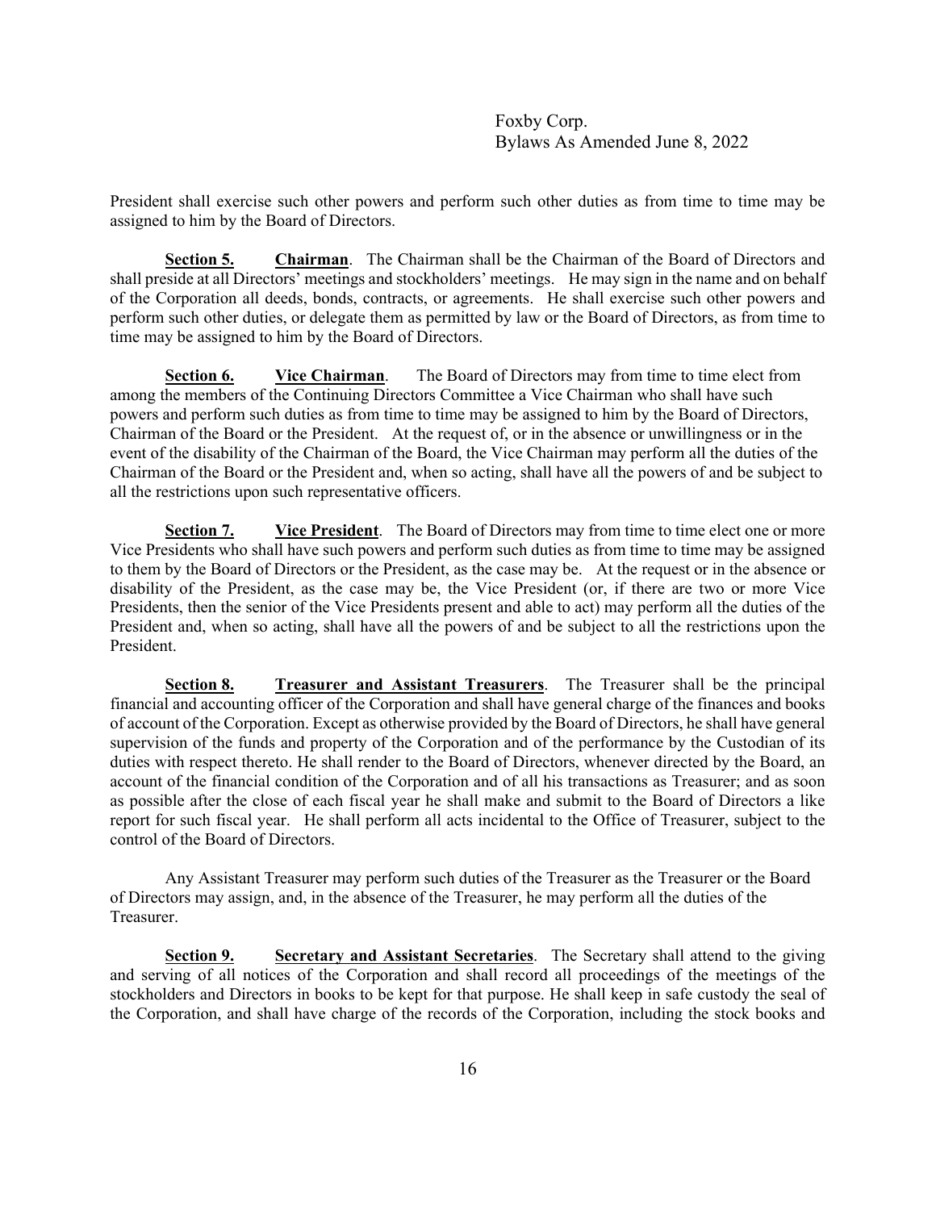President shall exercise such other powers and perform such other duties as from time to time may be assigned to him by the Board of Directors.

**Section 5.** **Chairman**. The Chairman shall be the Chairman of the Board of Directors and shall preside at all Directors' meetings and stockholders' meetings. He may sign in the name and on behalf of the Corporation all deeds, bonds, contracts, or agreements. He shall exercise such other powers and perform such other duties, or delegate them as permitted by law or the Board of Directors, as from time to time may be assigned to him by the Board of Directors.

**Section 6.** **Vice Chairman**. The Board of Directors may from time to time elect from among the members of the Continuing Directors Committee a Vice Chairman who shall have such powers and perform such duties as from time to time may be assigned to him by the Board of Directors, Chairman of the Board or the President. At the request of, or in the absence or unwillingness or in the event of the disability of the Chairman of the Board, the Vice Chairman may perform all the duties of the Chairman of the Board or the President and, when so acting, shall have all the powers of and be subject to all the restrictions upon such representative officers.

**Section 7.** **Vice President**. The Board of Directors may from time to time elect one or more Vice Presidents who shall have such powers and perform such duties as from time to time may be assigned to them by the Board of Directors or the President, as the case may be. At the request or in the absence or disability of the President, as the case may be, the Vice President (or, if there are two or more Vice Presidents, then the senior of the Vice Presidents present and able to act) may perform all the duties of the President and, when so acting, shall have all the powers of and be subject to all the restrictions upon the President.

**Section 8.** **Treasurer and Assistant Treasurers**. The Treasurer shall be the principal financial and accounting officer of the Corporation and shall have general charge of the finances and books of account of the Corporation. Except as otherwise provided by the Board of Directors, he shall have general supervision of the funds and property of the Corporation and of the performance by the Custodian of its duties with respect thereto. He shall render to the Board of Directors, whenever directed by the Board, an account of the financial condition of the Corporation and of all his transactions as Treasurer; and as soon as possible after the close of each fiscal year he shall make and submit to the Board of Directors a like report for such fiscal year. He shall perform all acts incidental to the Office of Treasurer, subject to the control of the Board of Directors.

Any Assistant Treasurer may perform such duties of the Treasurer as the Treasurer or the Board of Directors may assign, and, in the absence of the Treasurer, he may perform all the duties of the Treasurer.

**Section 9.** **Secretary and Assistant Secretaries**. The Secretary shall attend to the giving and serving of all notices of the Corporation and shall record all proceedings of the meetings of the stockholders and Directors in books to be kept for that purpose. He shall keep in safe custody the seal of the Corporation, and shall have charge of the records of the Corporation, including the stock books and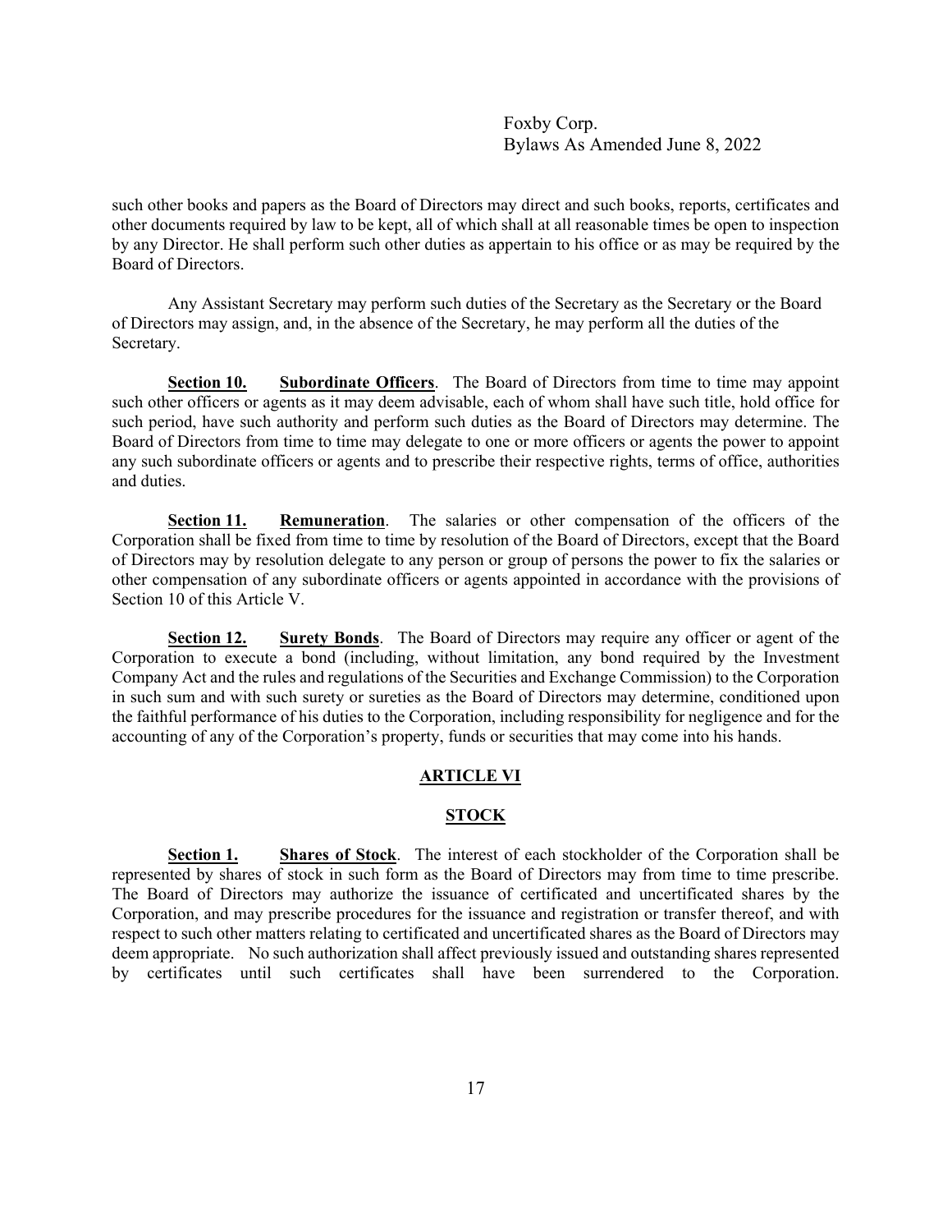such other books and papers as the Board of Directors may direct and such books, reports, certificates and other documents required by law to be kept, all of which shall at all reasonable times be open to inspection by any Director. He shall perform such other duties as appertain to his office or as may be required by the Board of Directors.

Any Assistant Secretary may perform such duties of the Secretary as the Secretary or the Board of Directors may assign, and, in the absence of the Secretary, he may perform all the duties of the Secretary.

**Section 10. Subordinate Officers**. The Board of Directors from time to time may appoint such other officers or agents as it may deem advisable, each of whom shall have such title, hold office for such period, have such authority and perform such duties as the Board of Directors may determine. The Board of Directors from time to time may delegate to one or more officers or agents the power to appoint any such subordinate officers or agents and to prescribe their respective rights, terms of office, authorities and duties.

**Section 11. Remuneration**. The salaries or other compensation of the officers of the Corporation shall be fixed from time to time by resolution of the Board of Directors, except that the Board of Directors may by resolution delegate to any person or group of persons the power to fix the salaries or other compensation of any subordinate officers or agents appointed in accordance with the provisions of Section 10 of this Article V.

**Section 12. Surety Bonds**. The Board of Directors may require any officer or agent of the Corporation to execute a bond (including, without limitation, any bond required by the Investment Company Act and the rules and regulations of the Securities and Exchange Commission) to the Corporation in such sum and with such surety or sureties as the Board of Directors may determine, conditioned upon the faithful performance of his duties to the Corporation, including responsibility for negligence and for the accounting of any of the Corporation's property, funds or securities that may come into his hands.

## ARTICLE VI

## STOCK

**Section 1. Shares of Stock**. The interest of each stockholder of the Corporation shall be represented by shares of stock in such form as the Board of Directors may from time to time prescribe. The Board of Directors may authorize the issuance of certificated and uncertificated shares by the Corporation, and may prescribe procedures for the issuance and registration or transfer thereof, and with respect to such other matters relating to certificated and uncertificated shares as the Board of Directors may deem appropriate. No such authorization shall affect previously issued and outstanding shares represented by certificates until such certificates shall have been surrendered to the Corporation.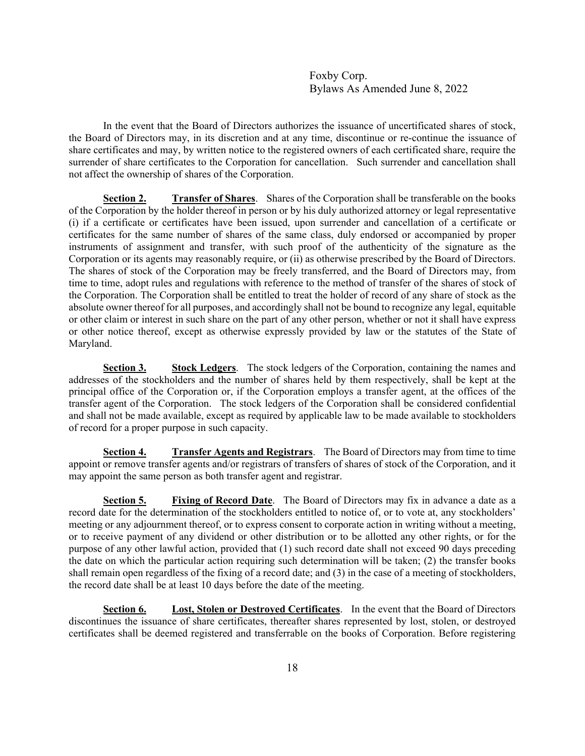In the event that the Board of Directors authorizes the issuance of uncertificated shares of stock, the Board of Directors may, in its discretion and at any time, discontinue or re-continue the issuance of share certificates and may, by written notice to the registered owners of each certificated share, require the surrender of share certificates to the Corporation for cancellation. Such surrender and cancellation shall not affect the ownership of shares of the Corporation.

**Section 2. Transfer of Shares**. Shares of the Corporation shall be transferable on the books of the Corporation by the holder thereof in person or by his duly authorized attorney or legal representative (i) if a certificate or certificates have been issued, upon surrender and cancellation of a certificate or certificates for the same number of shares of the same class, duly endorsed or accompanied by proper instruments of assignment and transfer, with such proof of the authenticity of the signature as the Corporation or its agents may reasonably require, or (ii) as otherwise prescribed by the Board of Directors. The shares of stock of the Corporation may be freely transferred, and the Board of Directors may, from time to time, adopt rules and regulations with reference to the method of transfer of the shares of stock of the Corporation. The Corporation shall be entitled to treat the holder of record of any share of stock as the absolute owner thereof for all purposes, and accordingly shall not be bound to recognize any legal, equitable or other claim or interest in such share on the part of any other person, whether or not it shall have express or other notice thereof, except as otherwise expressly provided by law or the statutes of the State of Maryland.

**Section 3. Stock Ledgers**. The stock ledgers of the Corporation, containing the names and addresses of the stockholders and the number of shares held by them respectively, shall be kept at the principal office of the Corporation or, if the Corporation employs a transfer agent, at the offices of the transfer agent of the Corporation. The stock ledgers of the Corporation shall be considered confidential and shall not be made available, except as required by applicable law to be made available to stockholders of record for a proper purpose in such capacity.

**Section 4. Transfer Agents and Registrars**. The Board of Directors may from time to time appoint or remove transfer agents and/or registrars of transfers of shares of stock of the Corporation, and it may appoint the same person as both transfer agent and registrar.

**Section 5. Fixing of Record Date**. The Board of Directors may fix in advance a date as a record date for the determination of the stockholders entitled to notice of, or to vote at, any stockholders' meeting or any adjournment thereof, or to express consent to corporate action in writing without a meeting, or to receive payment of any dividend or other distribution or to be allotted any other rights, or for the purpose of any other lawful action, provided that (1) such record date shall not exceed 90 days preceding the date on which the particular action requiring such determination will be taken; (2) the transfer books shall remain open regardless of the fixing of a record date; and (3) in the case of a meeting of stockholders, the record date shall be at least 10 days before the date of the meeting.

**Section 6. Lost, Stolen or Destroyed Certificates**. In the event that the Board of Directors discontinues the issuance of share certificates, thereafter shares represented by lost, stolen, or destroyed certificates shall be deemed registered and transferrable on the books of Corporation. Before registering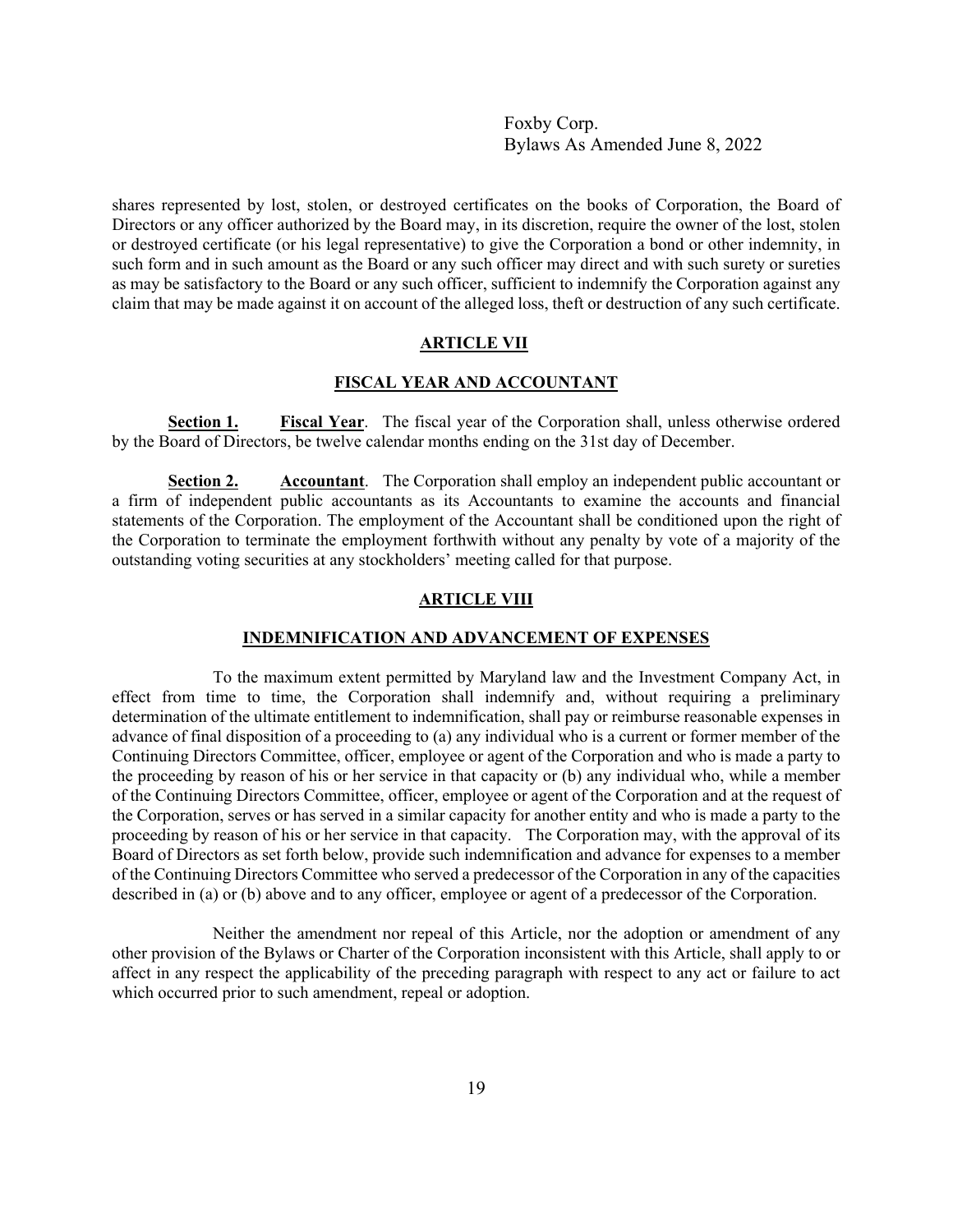shares represented by lost, stolen, or destroyed certificates on the books of Corporation, the Board of Directors or any officer authorized by the Board may, in its discretion, require the owner of the lost, stolen or destroyed certificate (or his legal representative) to give the Corporation a bond or other indemnity, in such form and in such amount as the Board or any such officer may direct and with such surety or sureties as may be satisfactory to the Board or any such officer, sufficient to indemnify the Corporation against any claim that may be made against it on account of the alleged loss, theft or destruction of any such certificate.

## ARTICLE VII

## FISCAL YEAR AND ACCOUNTANT

**Section 1.** **Fiscal Year**. The fiscal year of the Corporation shall, unless otherwise ordered by the Board of Directors, be twelve calendar months ending on the 31st day of December.

**Section 2.** **Accountant**. The Corporation shall employ an independent public accountant or a firm of independent public accountants as its Accountants to examine the accounts and financial statements of the Corporation. The employment of the Accountant shall be conditioned upon the right of the Corporation to terminate the employment forthwith without any penalty by vote of a majority of the outstanding voting securities at any stockholders' meeting called for that purpose.

## ARTICLE VIII

## INDEMNIFICATION AND ADVANCEMENT OF EXPENSES

To the maximum extent permitted by Maryland law and the Investment Company Act, in effect from time to time, the Corporation shall indemnify and, without requiring a preliminary determination of the ultimate entitlement to indemnification, shall pay or reimburse reasonable expenses in advance of final disposition of a proceeding to (a) any individual who is a current or former member of the Continuing Directors Committee, officer, employee or agent of the Corporation and who is made a party to the proceeding by reason of his or her service in that capacity or (b) any individual who, while a member of the Continuing Directors Committee, officer, employee or agent of the Corporation and at the request of the Corporation, serves or has served in a similar capacity for another entity and who is made a party to the proceeding by reason of his or her service in that capacity. The Corporation may, with the approval of its Board of Directors as set forth below, provide such indemnification and advance for expenses to a member of the Continuing Directors Committee who served a predecessor of the Corporation in any of the capacities described in (a) or (b) above and to any officer, employee or agent of a predecessor of the Corporation.

Neither the amendment nor repeal of this Article, nor the adoption or amendment of any other provision of the Bylaws or Charter of the Corporation inconsistent with this Article, shall apply to or affect in any respect the applicability of the preceding paragraph with respect to any act or failure to act which occurred prior to such amendment, repeal or adoption.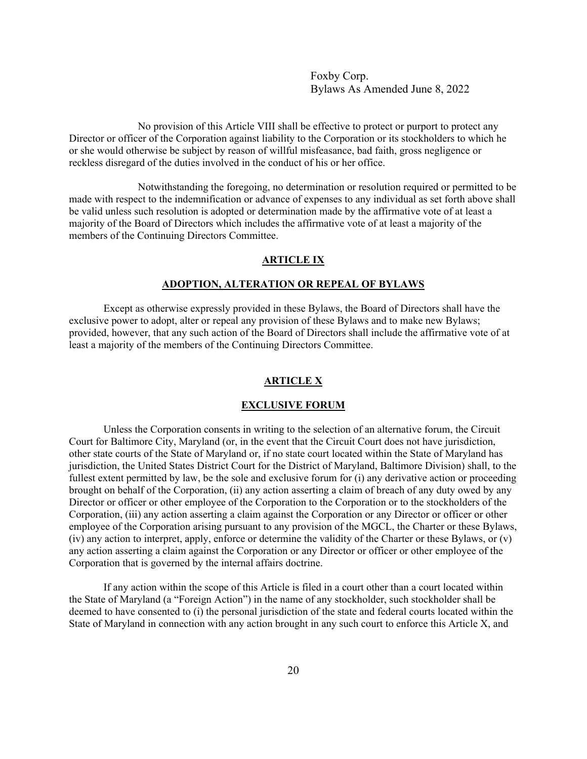No provision of this Article VIII shall be effective to protect or purport to protect any Director or officer of the Corporation against liability to the Corporation or its stockholders to which he or she would otherwise be subject by reason of willful misfeasance, bad faith, gross negligence or reckless disregard of the duties involved in the conduct of his or her office.

Notwithstanding the foregoing, no determination or resolution required or permitted to be made with respect to the indemnification or advance of expenses to any individual as set forth above shall be valid unless such resolution is adopted or determination made by the affirmative vote of at least a majority of the Board of Directors which includes the affirmative vote of at least a majority of the members of the Continuing Directors Committee.

## ARTICLE IX

## ADOPTION, ALTERATION OR REPEAL OF BYLAWS

Except as otherwise expressly provided in these Bylaws, the Board of Directors shall have the exclusive power to adopt, alter or repeal any provision of these Bylaws and to make new Bylaws; provided, however, that any such action of the Board of Directors shall include the affirmative vote of at least a majority of the members of the Continuing Directors Committee.

## ARTICLE X

## EXCLUSIVE FORUM

Unless the Corporation consents in writing to the selection of an alternative forum, the Circuit Court for Baltimore City, Maryland (or, in the event that the Circuit Court does not have jurisdiction, other state courts of the State of Maryland or, if no state court located within the State of Maryland has jurisdiction, the United States District Court for the District of Maryland, Baltimore Division) shall, to the fullest extent permitted by law, be the sole and exclusive forum for (i) any derivative action or proceeding brought on behalf of the Corporation, (ii) any action asserting a claim of breach of any duty owed by any Director or officer or other employee of the Corporation to the Corporation or to the stockholders of the Corporation, (iii) any action asserting a claim against the Corporation or any Director or officer or other employee of the Corporation arising pursuant to any provision of the MGCL, the Charter or these Bylaws, (iv) any action to interpret, apply, enforce or determine the validity of the Charter or these Bylaws, or (v) any action asserting a claim against the Corporation or any Director or officer or other employee of the Corporation that is governed by the internal affairs doctrine.

If any action within the scope of this Article is filed in a court other than a court located within the State of Maryland (a "Foreign Action") in the name of any stockholder, such stockholder shall be deemed to have consented to (i) the personal jurisdiction of the state and federal courts located within the State of Maryland in connection with any action brought in any such court to enforce this Article X, and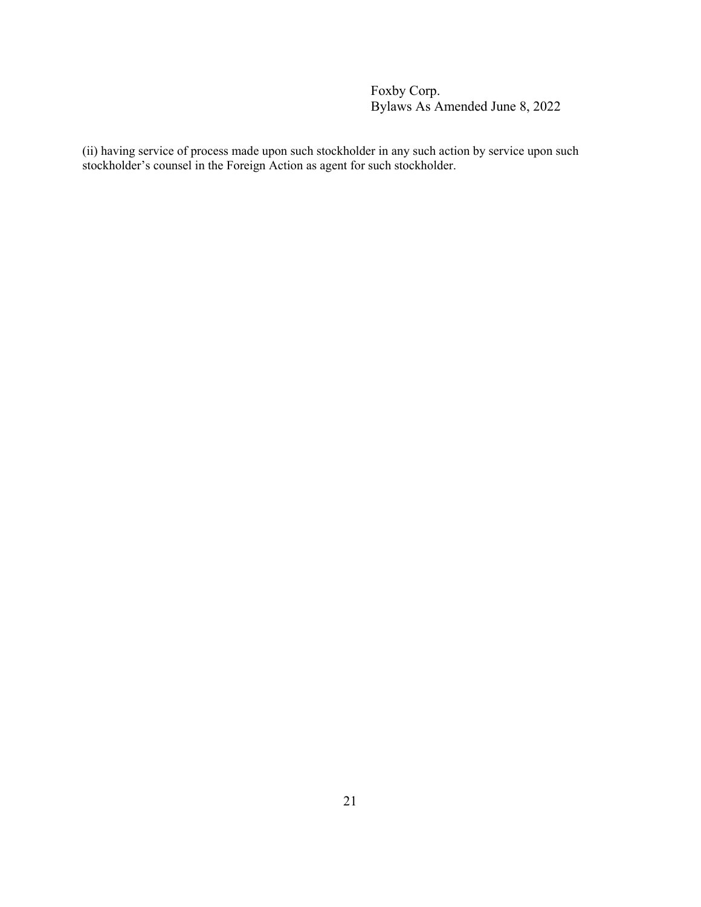(ii) having service of process made upon such stockholder in any such action by service upon such stockholder's counsel in the Foreign Action as agent for such stockholder.